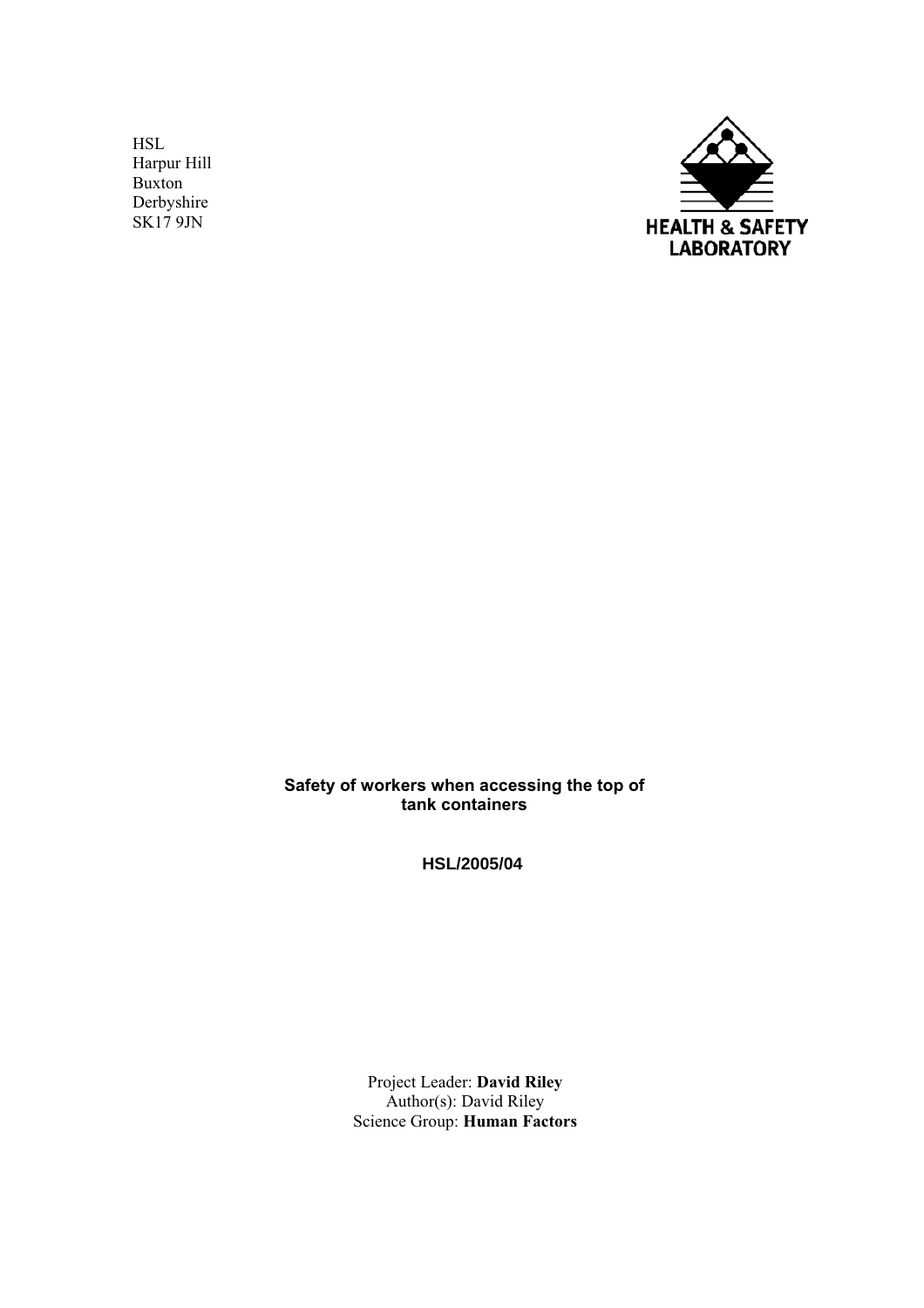HSL
Harpur Hill
Buxton
Derbyshire
SK17 9JN

HEALTH & SAFETY LABORATORY

**Safety of workers when accessing the top of tank containers**

**HSL/2005/04**

Project Leader: **David Riley**
Author(s): David Riley
Science Group: **Human Factors**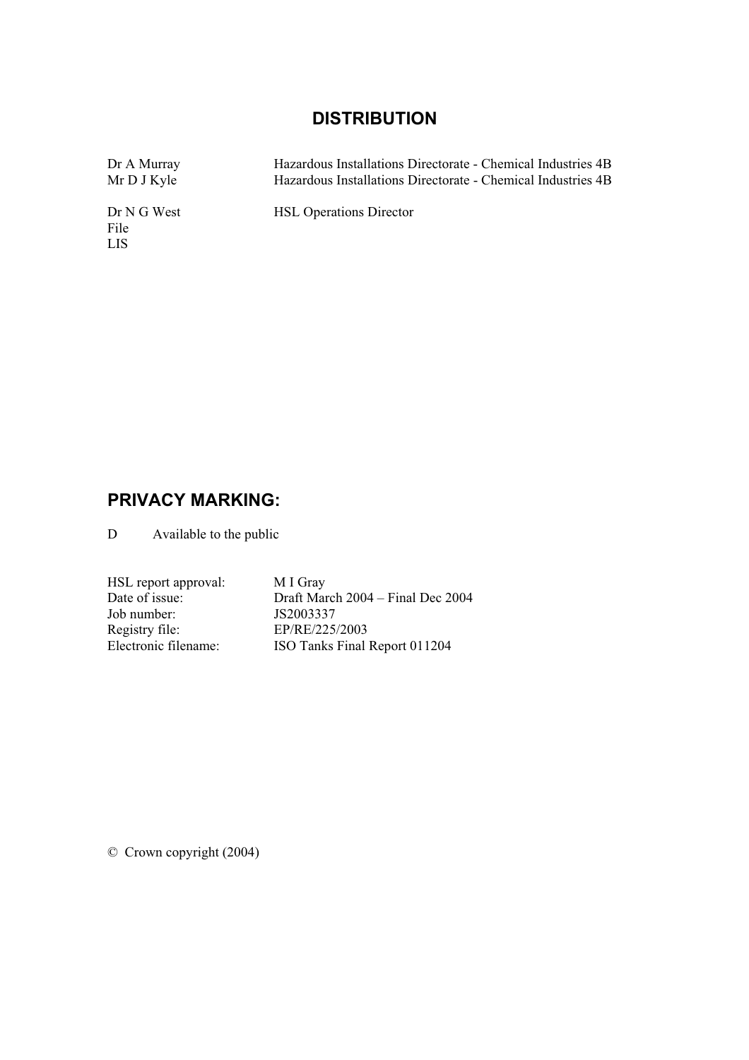## DISTRIBUTION

| | |
|---|---|
| Dr A Murray | Hazardous Installations Directorate - Chemical Industries 4B |
| Mr D J Kyle | Hazardous Installations Directorate - Chemical Industries 4B |
| Dr N G West | HSL Operations Director |
| File | |
| LIS | |

## PRIVACY MARKING:

D Available to the public

| | |
|---|---|
| HSL report approval: | M I Gray |
| Date of issue: | Draft March 2004 – Final Dec 2004 |
| Job number: | JS2003337 |
| Registry file: | EP/RE/225/2003 |
| Electronic filename: | ISO Tanks Final Report 011204 |

© Crown copyright (2004)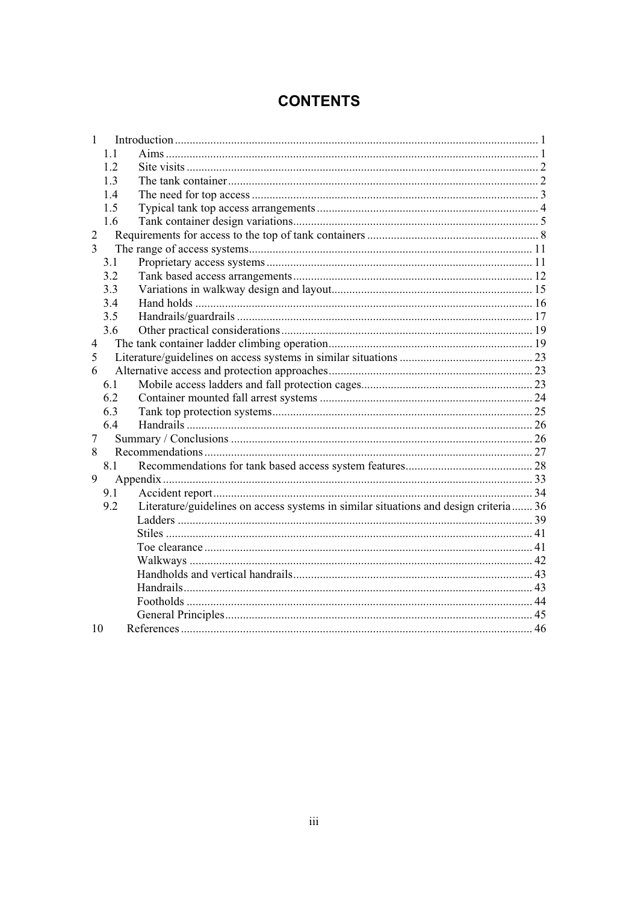# CONTENTS

1 Introduction ... 1
 1.1 Aims ... 1
 1.2 Site visits ... 2
 1.3 The tank container ... 2
 1.4 The need for top access ... 3
 1.5 Typical tank top access arrangements ... 4
 1.6 Tank container design variations ... 5
2 Requirements for access to the top of tank containers ... 8
3 The range of access systems ... 11
 3.1 Proprietary access systems ... 11
 3.2 Tank based access arrangements ... 12
 3.3 Variations in walkway design and layout ... 15
 3.4 Hand holds ... 16
 3.5 Handrails/guardrails ... 17
 3.6 Other practical considerations ... 19
4 The tank container ladder climbing operation ... 19
5 Literature/guidelines on access systems in similar situations ... 23
6 Alternative access and protection approaches ... 23
 6.1 Mobile access ladders and fall protection cages ... 23
 6.2 Container mounted fall arrest systems ... 24
 6.3 Tank top protection systems ... 25
 6.4 Handrails ... 26
7 Summary / Conclusions ... 26
8 Recommendations ... 27
 8.1 Recommendations for tank based access system features ... 28
9 Appendix ... 33
 9.1 Accident report ... 34
 9.2 Literature/guidelines on access systems in similar situations and design criteria ... 36
  Ladders ... 39
  Stiles ... 41
  Toe clearance ... 41
  Walkways ... 42
  Handholds and vertical handrails ... 43
  Handrails ... 43
  Footholds ... 44
  General Principles ... 45
10 References ... 46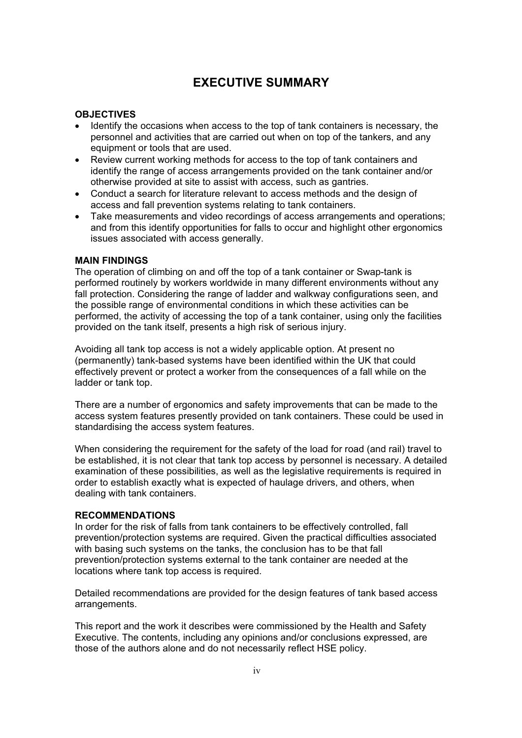# EXECUTIVE SUMMARY

**OBJECTIVES**

- Identify the occasions when access to the top of tank containers is necessary, the personnel and activities that are carried out when on top of the tankers, and any equipment or tools that are used.
- Review current working methods for access to the top of tank containers and identify the range of access arrangements provided on the tank container and/or otherwise provided at site to assist with access, such as gantries.
- Conduct a search for literature relevant to access methods and the design of access and fall prevention systems relating to tank containers.
- Take measurements and video recordings of access arrangements and operations; and from this identify opportunities for falls to occur and highlight other ergonomics issues associated with access generally.

**MAIN FINDINGS**

The operation of climbing on and off the top of a tank container or Swap-tank is performed routinely by workers worldwide in many different environments without any fall protection. Considering the range of ladder and walkway configurations seen, and the possible range of environmental conditions in which these activities can be performed, the activity of accessing the top of a tank container, using only the facilities provided on the tank itself, presents a high risk of serious injury.

Avoiding all tank top access is not a widely applicable option. At present no (permanently) tank-based systems have been identified within the UK that could effectively prevent or protect a worker from the consequences of a fall while on the ladder or tank top.

There are a number of ergonomics and safety improvements that can be made to the access system features presently provided on tank containers. These could be used in standardising the access system features.

When considering the requirement for the safety of the load for road (and rail) travel to be established, it is not clear that tank top access by personnel is necessary. A detailed examination of these possibilities, as well as the legislative requirements is required in order to establish exactly what is expected of haulage drivers, and others, when dealing with tank containers.

**RECOMMENDATIONS**

In order for the risk of falls from tank containers to be effectively controlled, fall prevention/protection systems are required. Given the practical difficulties associated with basing such systems on the tanks, the conclusion has to be that fall prevention/protection systems external to the tank container are needed at the locations where tank top access is required.

Detailed recommendations are provided for the design features of tank based access arrangements.

This report and the work it describes were commissioned by the Health and Safety Executive. The contents, including any opinions and/or conclusions expressed, are those of the authors alone and do not necessarily reflect HSE policy.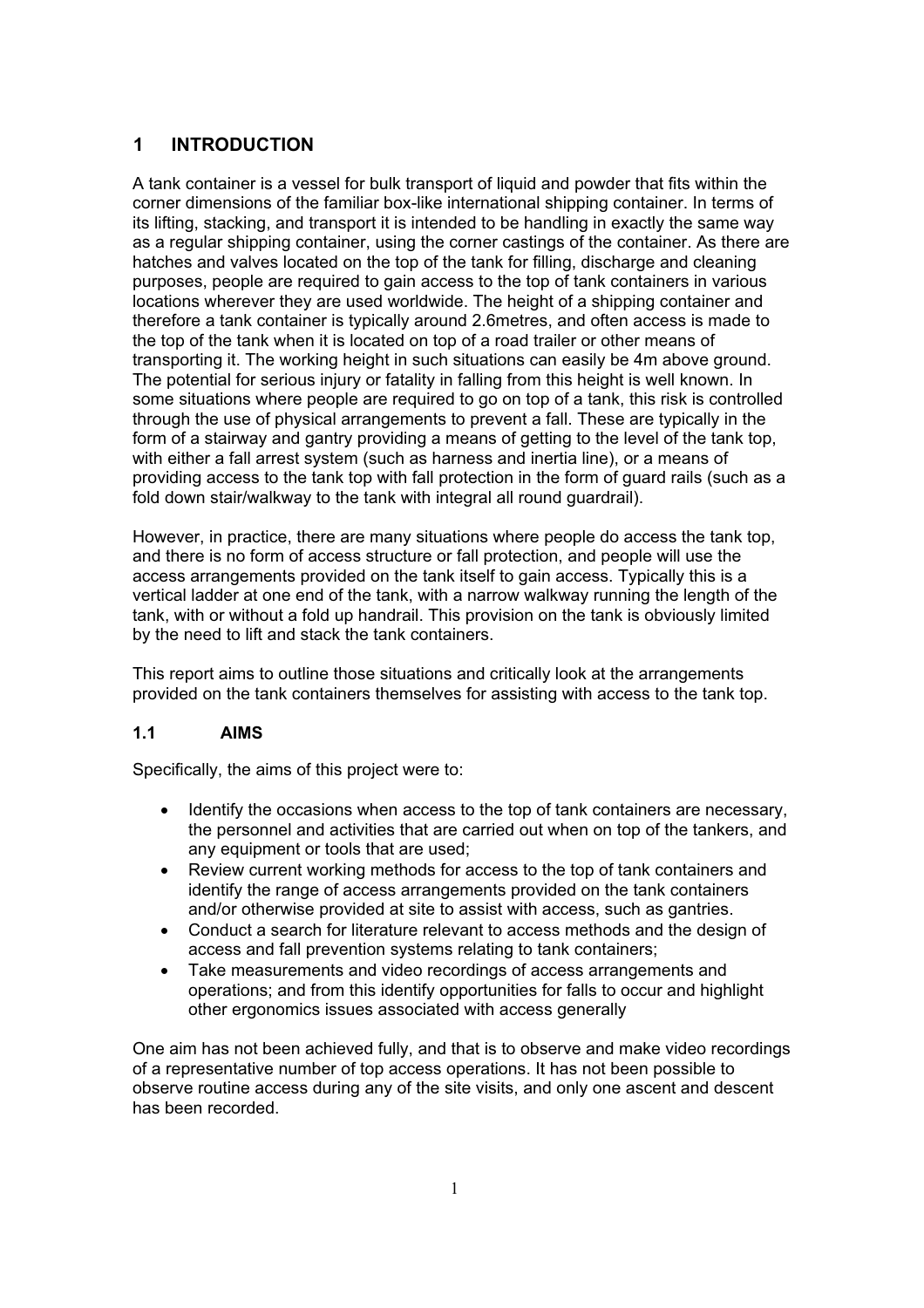# 1 INTRODUCTION

A tank container is a vessel for bulk transport of liquid and powder that fits within the corner dimensions of the familiar box-like international shipping container. In terms of its lifting, stacking, and transport it is intended to be handling in exactly the same way as a regular shipping container, using the corner castings of the container. As there are hatches and valves located on the top of the tank for filling, discharge and cleaning purposes, people are required to gain access to the top of tank containers in various locations wherever they are used worldwide. The height of a shipping container and therefore a tank container is typically around 2.6metres, and often access is made to the top of the tank when it is located on top of a road trailer or other means of transporting it. The working height in such situations can easily be 4m above ground. The potential for serious injury or fatality in falling from this height is well known. In some situations where people are required to go on top of a tank, this risk is controlled through the use of physical arrangements to prevent a fall. These are typically in the form of a stairway and gantry providing a means of getting to the level of the tank top, with either a fall arrest system (such as harness and inertia line), or a means of providing access to the tank top with fall protection in the form of guard rails (such as a fold down stair/walkway to the tank with integral all round guardrail).

However, in practice, there are many situations where people do access the tank top, and there is no form of access structure or fall protection, and people will use the access arrangements provided on the tank itself to gain access. Typically this is a vertical ladder at one end of the tank, with a narrow walkway running the length of the tank, with or without a fold up handrail. This provision on the tank is obviously limited by the need to lift and stack the tank containers.

This report aims to outline those situations and critically look at the arrangements provided on the tank containers themselves for assisting with access to the tank top.

## 1.1 AIMS

Specifically, the aims of this project were to:

- Identify the occasions when access to the top of tank containers are necessary, the personnel and activities that are carried out when on top of the tankers, and any equipment or tools that are used;
- Review current working methods for access to the top of tank containers and identify the range of access arrangements provided on the tank containers and/or otherwise provided at site to assist with access, such as gantries.
- Conduct a search for literature relevant to access methods and the design of access and fall prevention systems relating to tank containers;
- Take measurements and video recordings of access arrangements and operations; and from this identify opportunities for falls to occur and highlight other ergonomics issues associated with access generally

One aim has not been achieved fully, and that is to observe and make video recordings of a representative number of top access operations. It has not been possible to observe routine access during any of the site visits, and only one ascent and descent has been recorded.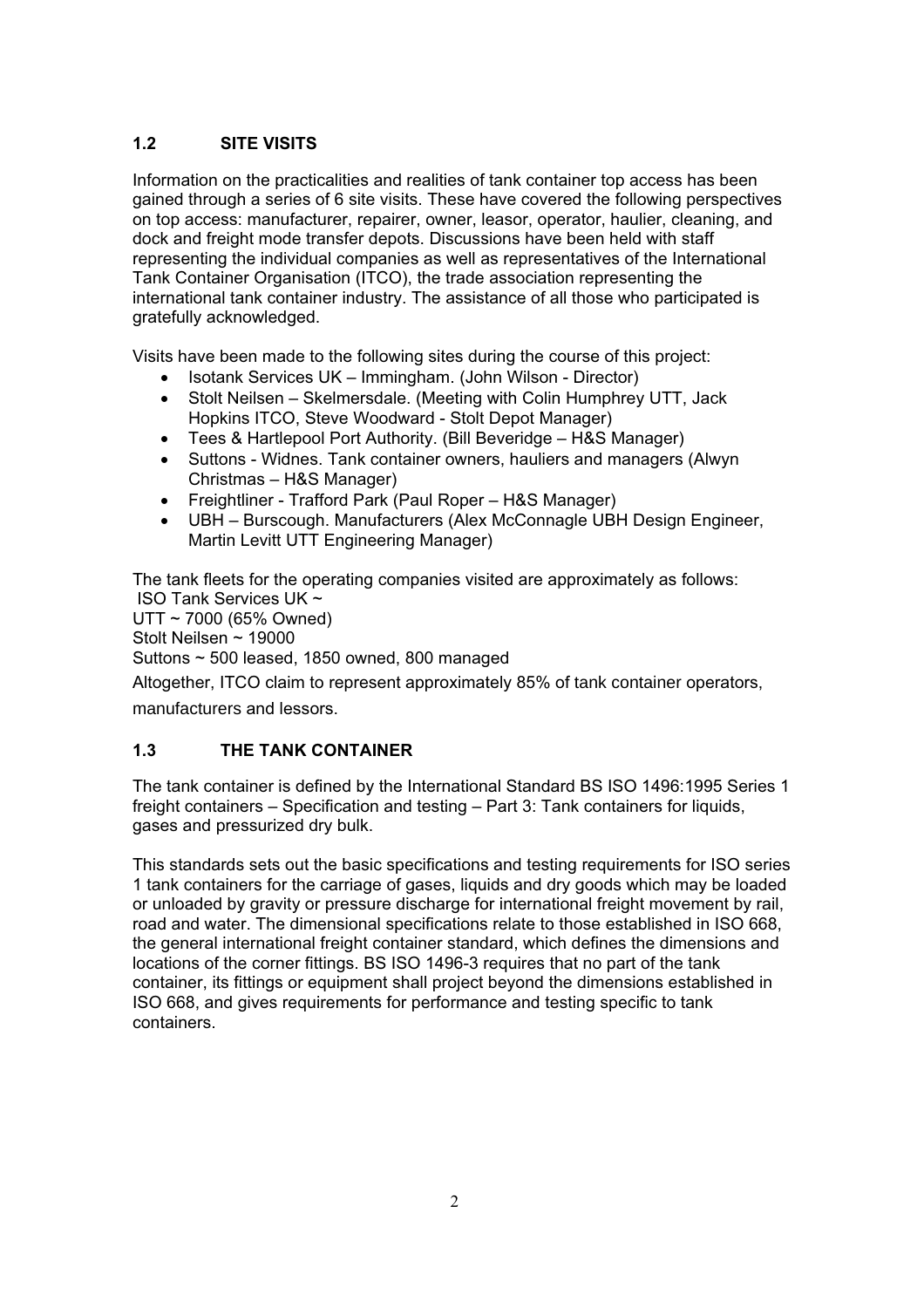## 1.2 SITE VISITS

Information on the practicalities and realities of tank container top access has been gained through a series of 6 site visits. These have covered the following perspectives on top access: manufacturer, repairer, owner, leasor, operator, haulier, cleaning, and dock and freight mode transfer depots. Discussions have been held with staff representing the individual companies as well as representatives of the International Tank Container Organisation (ITCO), the trade association representing the international tank container industry. The assistance of all those who participated is gratefully acknowledged.

Visits have been made to the following sites during the course of this project:

- Isotank Services UK – Immingham. (John Wilson - Director)
- Stolt Neilsen – Skelmersdale. (Meeting with Colin Humphrey UTT, Jack Hopkins ITCO, Steve Woodward - Stolt Depot Manager)
- Tees & Hartlepool Port Authority. (Bill Beveridge – H&S Manager)
- Suttons - Widnes. Tank container owners, hauliers and managers (Alwyn Christmas – H&S Manager)
- Freightliner - Trafford Park (Paul Roper – H&S Manager)
- UBH – Burscough. Manufacturers (Alex McConnagle UBH Design Engineer, Martin Levitt UTT Engineering Manager)

The tank fleets for the operating companies visited are approximately as follows:
ISO Tank Services UK ~
UTT ~ 7000 (65% Owned)
Stolt Neilsen ~ 19000
Suttons ~ 500 leased, 1850 owned, 800 managed

Altogether, ITCO claim to represent approximately 85% of tank container operators, manufacturers and lessors.

## 1.3 THE TANK CONTAINER

The tank container is defined by the International Standard BS ISO 1496:1995 Series 1 freight containers – Specification and testing – Part 3: Tank containers for liquids, gases and pressurized dry bulk.

This standards sets out the basic specifications and testing requirements for ISO series 1 tank containers for the carriage of gases, liquids and dry goods which may be loaded or unloaded by gravity or pressure discharge for international freight movement by rail, road and water. The dimensional specifications relate to those established in ISO 668, the general international freight container standard, which defines the dimensions and locations of the corner fittings. BS ISO 1496-3 requires that no part of the tank container, its fittings or equipment shall project beyond the dimensions established in ISO 668, and gives requirements for performance and testing specific to tank containers.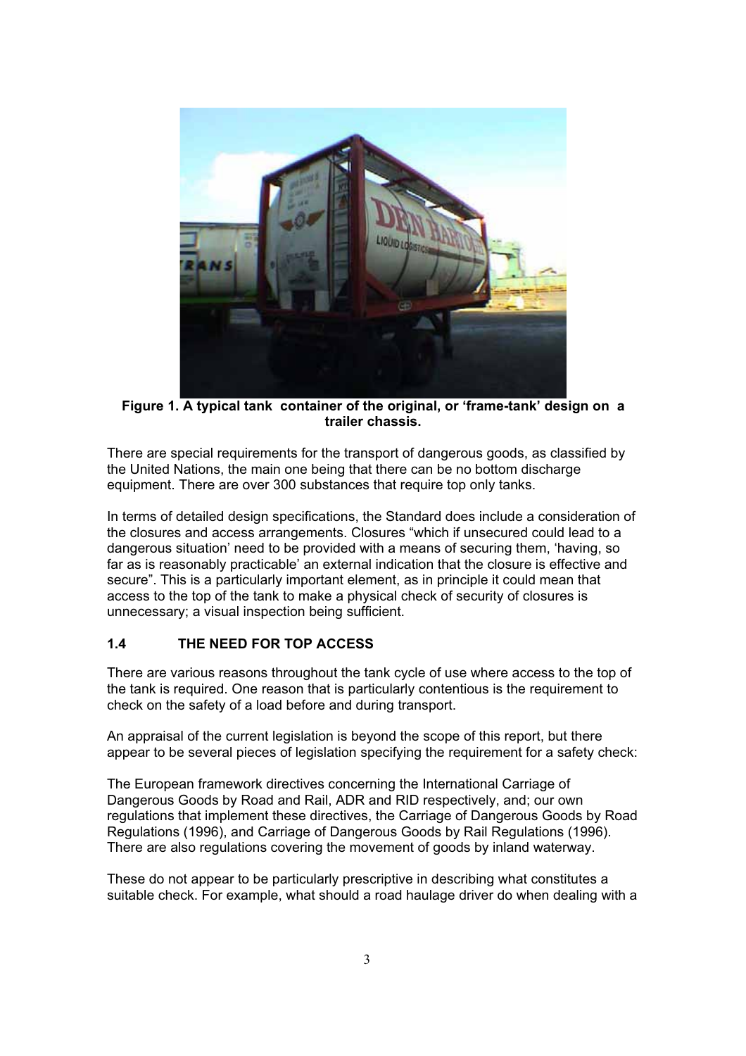**Figure 1. A typical tank container of the original, or 'frame-tank' design on a trailer chassis.**

There are special requirements for the transport of dangerous goods, as classified by the United Nations, the main one being that there can be no bottom discharge equipment. There are over 300 substances that require top only tanks.

In terms of detailed design specifications, the Standard does include a consideration of the closures and access arrangements. Closures "which if unsecured could lead to a dangerous situation' need to be provided with a means of securing them, 'having, so far as is reasonably practicable' an external indication that the closure is effective and secure". This is a particularly important element, as in principle it could mean that access to the top of the tank to make a physical check of security of closures is unnecessary; a visual inspection being sufficient.

### 1.4 THE NEED FOR TOP ACCESS

There are various reasons throughout the tank cycle of use where access to the top of the tank is required. One reason that is particularly contentious is the requirement to check on the safety of a load before and during transport.

An appraisal of the current legislation is beyond the scope of this report, but there appear to be several pieces of legislation specifying the requirement for a safety check:

The European framework directives concerning the International Carriage of Dangerous Goods by Road and Rail, ADR and RID respectively, and; our own regulations that implement these directives, the Carriage of Dangerous Goods by Road Regulations (1996), and Carriage of Dangerous Goods by Rail Regulations (1996). There are also regulations covering the movement of goods by inland waterway.

These do not appear to be particularly prescriptive in describing what constitutes a suitable check. For example, what should a road haulage driver do when dealing with a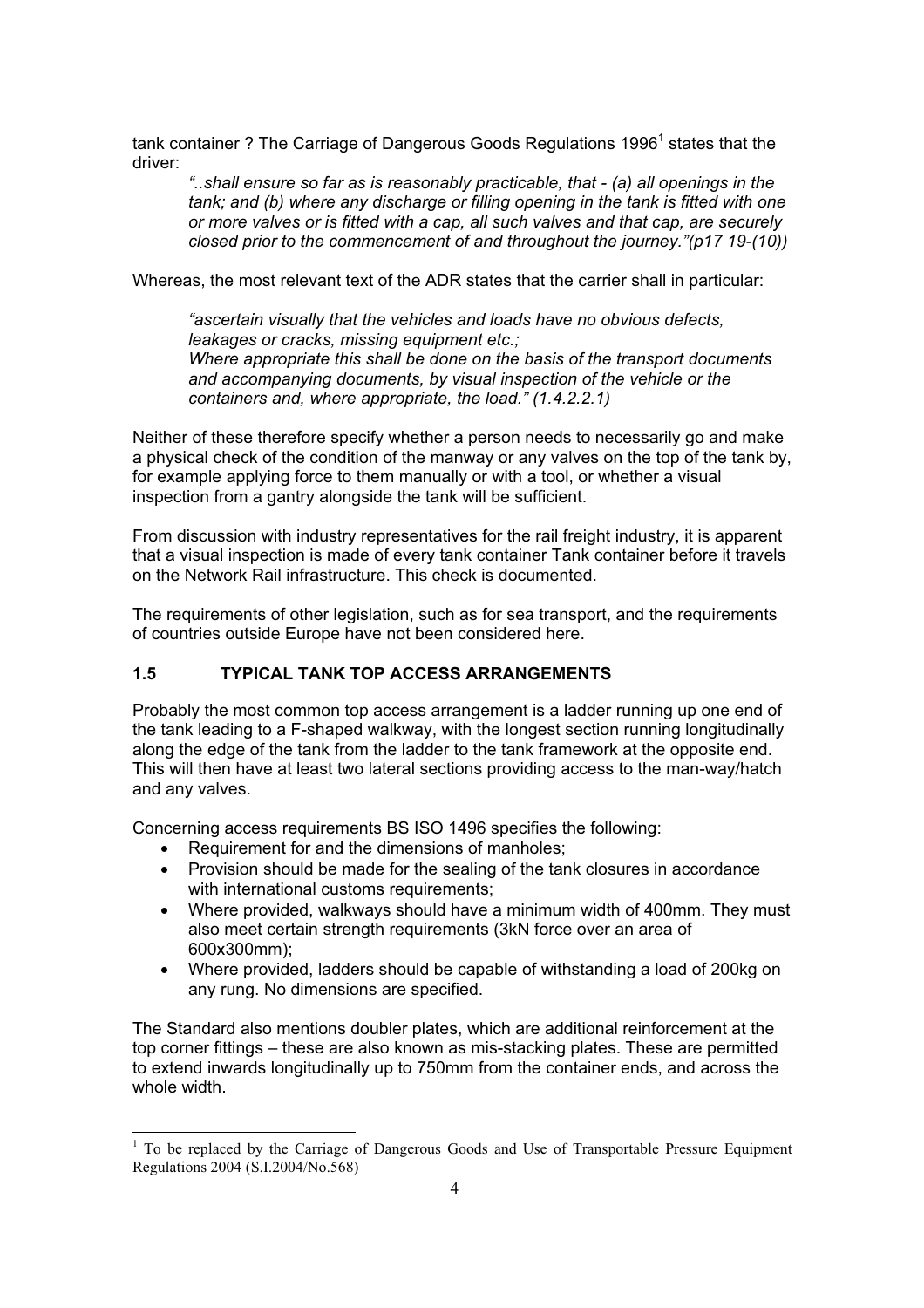tank container ? The Carriage of Dangerous Goods Regulations 1996[1] states that the driver:

> *"..shall ensure so far as is reasonably practicable, that - (a) all openings in the tank; and (b) where any discharge or filling opening in the tank is fitted with one or more valves or is fitted with a cap, all such valves and that cap, are securely closed prior to the commencement of and throughout the journey."(p17 19-(10))*

Whereas, the most relevant text of the ADR states that the carrier shall in particular:

> *"ascertain visually that the vehicles and loads have no obvious defects, leakages or cracks, missing equipment etc.;*
> *Where appropriate this shall be done on the basis of the transport documents and accompanying documents, by visual inspection of the vehicle or the containers and, where appropriate, the load." (1.4.2.2.1)*

Neither of these therefore specify whether a person needs to necessarily go and make a physical check of the condition of the manway or any valves on the top of the tank by, for example applying force to them manually or with a tool, or whether a visual inspection from a gantry alongside the tank will be sufficient.

From discussion with industry representatives for the rail freight industry, it is apparent that a visual inspection is made of every tank container Tank container before it travels on the Network Rail infrastructure. This check is documented.

The requirements of other legislation, such as for sea transport, and the requirements of countries outside Europe have not been considered here.

## 1.5 TYPICAL TANK TOP ACCESS ARRANGEMENTS

Probably the most common top access arrangement is a ladder running up one end of the tank leading to a F-shaped walkway, with the longest section running longitudinally along the edge of the tank from the ladder to the tank framework at the opposite end. This will then have at least two lateral sections providing access to the man-way/hatch and any valves.

Concerning access requirements BS ISO 1496 specifies the following:

- Requirement for and the dimensions of manholes;
- Provision should be made for the sealing of the tank closures in accordance with international customs requirements;
- Where provided, walkways should have a minimum width of 400mm. They must also meet certain strength requirements (3kN force over an area of 600x300mm);
- Where provided, ladders should be capable of withstanding a load of 200kg on any rung. No dimensions are specified.

The Standard also mentions doubler plates, which are additional reinforcement at the top corner fittings – these are also known as mis-stacking plates. These are permitted to extend inwards longitudinally up to 750mm from the container ends, and across the whole width.

---

[1] To be replaced by the Carriage of Dangerous Goods and Use of Transportable Pressure Equipment Regulations 2004 (S.I.2004/No.568)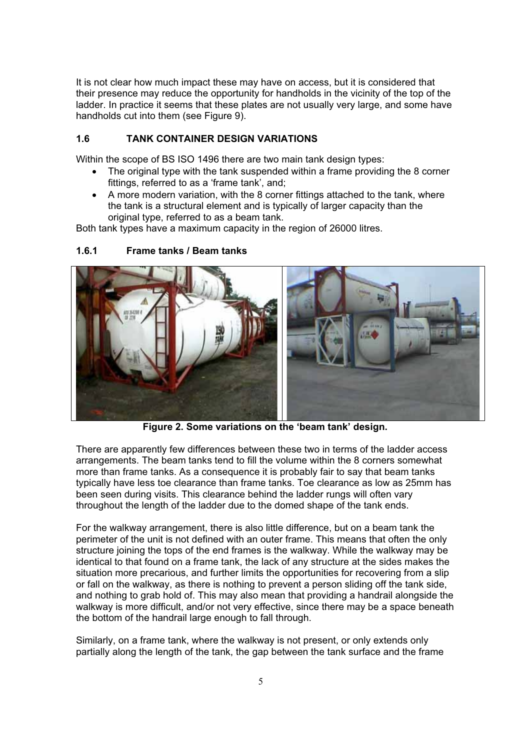It is not clear how much impact these may have on access, but it is considered that their presence may reduce the opportunity for handholds in the vicinity of the top of the ladder. In practice it seems that these plates are not usually very large, and some have handholds cut into them (see Figure 9).

## 1.6 TANK CONTAINER DESIGN VARIATIONS

Within the scope of BS ISO 1496 there are two main tank design types:

- The original type with the tank suspended within a frame providing the 8 corner fittings, referred to as a 'frame tank', and;
- A more modern variation, with the 8 corner fittings attached to the tank, where the tank is a structural element and is typically of larger capacity than the original type, referred to as a beam tank.

Both tank types have a maximum capacity in the region of 26000 litres.

### 1.6.1 Frame tanks / Beam tanks

**Figure 2. Some variations on the 'beam tank' design.**

There are apparently few differences between these two in terms of the ladder access arrangements. The beam tanks tend to fill the volume within the 8 corners somewhat more than frame tanks. As a consequence it is probably fair to say that beam tanks typically have less toe clearance than frame tanks. Toe clearance as low as 25mm has been seen during visits. This clearance behind the ladder rungs will often vary throughout the length of the ladder due to the domed shape of the tank ends.

For the walkway arrangement, there is also little difference, but on a beam tank the perimeter of the unit is not defined with an outer frame. This means that often the only structure joining the tops of the end frames is the walkway. While the walkway may be identical to that found on a frame tank, the lack of any structure at the sides makes the situation more precarious, and further limits the opportunities for recovering from a slip or fall on the walkway, as there is nothing to prevent a person sliding off the tank side, and nothing to grab hold of. This may also mean that providing a handrail alongside the walkway is more difficult, and/or not very effective, since there may be a space beneath the bottom of the handrail large enough to fall through.

Similarly, on a frame tank, where the walkway is not present, or only extends only partially along the length of the tank, the gap between the tank surface and the frame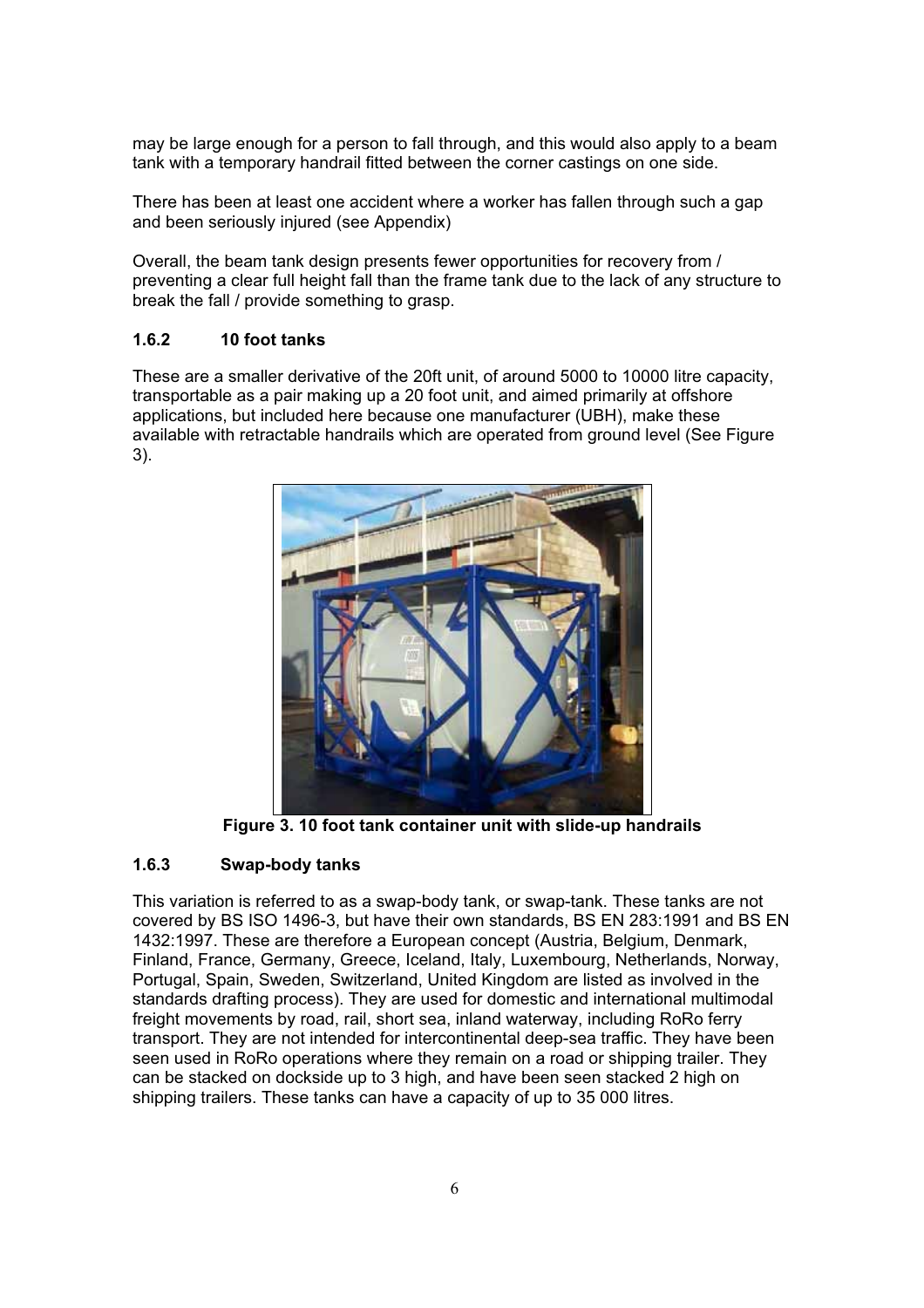may be large enough for a person to fall through, and this would also apply to a beam tank with a temporary handrail fitted between the corner castings on one side.

There has been at least one accident where a worker has fallen through such a gap and been seriously injured (see Appendix)

Overall, the beam tank design presents fewer opportunities for recovery from / preventing a clear full height fall than the frame tank due to the lack of any structure to break the fall / provide something to grasp.

### 1.6.2 10 foot tanks

These are a smaller derivative of the 20ft unit, of around 5000 to 10000 litre capacity, transportable as a pair making up a 20 foot unit, and aimed primarily at offshore applications, but included here because one manufacturer (UBH), make these available with retractable handrails which are operated from ground level (See Figure 3).

**Figure 3. 10 foot tank container unit with slide-up handrails**

### 1.6.3 Swap-body tanks

This variation is referred to as a swap-body tank, or swap-tank. These tanks are not covered by BS ISO 1496-3, but have their own standards, BS EN 283:1991 and BS EN 1432:1997. These are therefore a European concept (Austria, Belgium, Denmark, Finland, France, Germany, Greece, Iceland, Italy, Luxembourg, Netherlands, Norway, Portugal, Spain, Sweden, Switzerland, United Kingdom are listed as involved in the standards drafting process). They are used for domestic and international multimodal freight movements by road, rail, short sea, inland waterway, including RoRo ferry transport. They are not intended for intercontinental deep-sea traffic. They have been seen used in RoRo operations where they remain on a road or shipping trailer. They can be stacked on dockside up to 3 high, and have been seen stacked 2 high on shipping trailers. These tanks can have a capacity of up to 35 000 litres.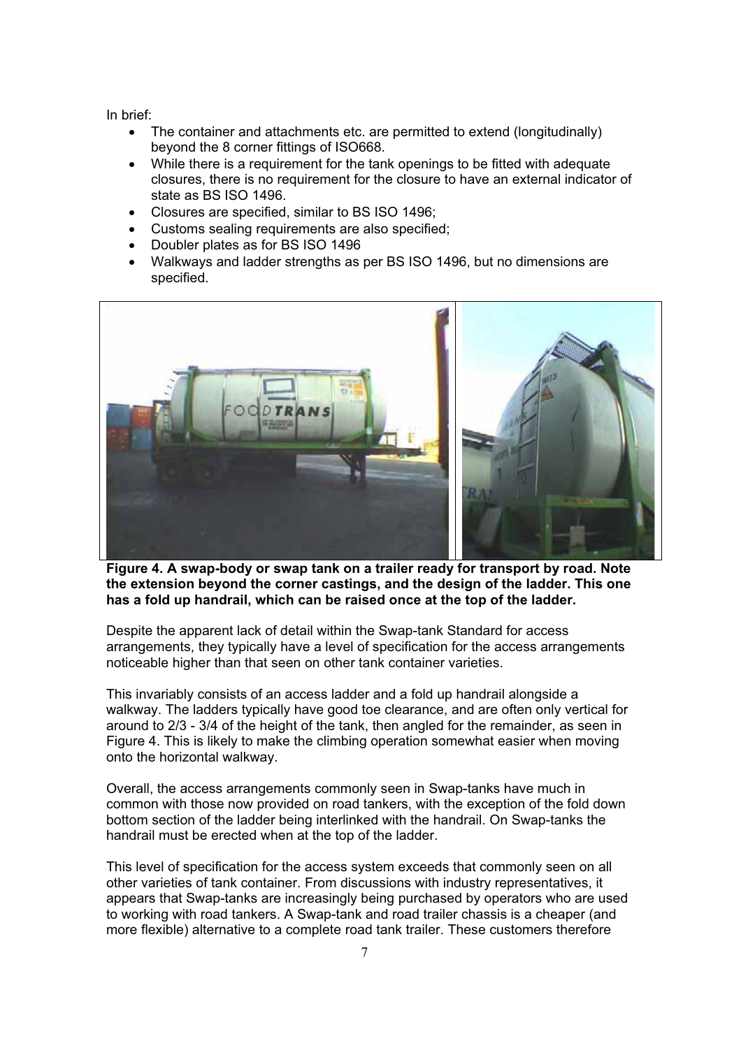In brief:

- The container and attachments etc. are permitted to extend (longitudinally) beyond the 8 corner fittings of ISO668.
- While there is a requirement for the tank openings to be fitted with adequate closures, there is no requirement for the closure to have an external indicator of state as BS ISO 1496.
- Closures are specified, similar to BS ISO 1496;
- Customs sealing requirements are also specified;
- Doubler plates as for BS ISO 1496
- Walkways and ladder strengths as per BS ISO 1496, but no dimensions are specified.

**Figure 4. A swap-body or swap tank on a trailer ready for transport by road. Note the extension beyond the corner castings, and the design of the ladder. This one has a fold up handrail, which can be raised once at the top of the ladder.**

Despite the apparent lack of detail within the Swap-tank Standard for access arrangements, they typically have a level of specification for the access arrangements noticeable higher than that seen on other tank container varieties.

This invariably consists of an access ladder and a fold up handrail alongside a walkway. The ladders typically have good toe clearance, and are often only vertical for around to 2/3 - 3/4 of the height of the tank, then angled for the remainder, as seen in Figure 4. This is likely to make the climbing operation somewhat easier when moving onto the horizontal walkway.

Overall, the access arrangements commonly seen in Swap-tanks have much in common with those now provided on road tankers, with the exception of the fold down bottom section of the ladder being interlinked with the handrail. On Swap-tanks the handrail must be erected when at the top of the ladder.

This level of specification for the access system exceeds that commonly seen on all other varieties of tank container. From discussions with industry representatives, it appears that Swap-tanks are increasingly being purchased by operators who are used to working with road tankers. A Swap-tank and road trailer chassis is a cheaper (and more flexible) alternative to a complete road tank trailer. These customers therefore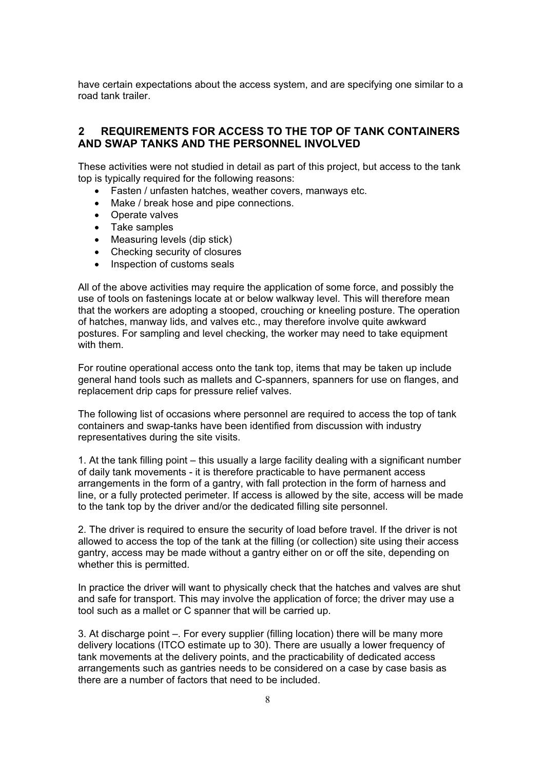have certain expectations about the access system, and are specifying one similar to a road tank trailer.

## 2 REQUIREMENTS FOR ACCESS TO THE TOP OF TANK CONTAINERS AND SWAP TANKS AND THE PERSONNEL INVOLVED

These activities were not studied in detail as part of this project, but access to the tank top is typically required for the following reasons:

- Fasten / unfasten hatches, weather covers, manways etc.
- Make / break hose and pipe connections.
- Operate valves
- Take samples
- Measuring levels (dip stick)
- Checking security of closures
- Inspection of customs seals

All of the above activities may require the application of some force, and possibly the use of tools on fastenings locate at or below walkway level. This will therefore mean that the workers are adopting a stooped, crouching or kneeling posture. The operation of hatches, manway lids, and valves etc., may therefore involve quite awkward postures. For sampling and level checking, the worker may need to take equipment with them.

For routine operational access onto the tank top, items that may be taken up include general hand tools such as mallets and C-spanners, spanners for use on flanges, and replacement drip caps for pressure relief valves.

The following list of occasions where personnel are required to access the top of tank containers and swap-tanks have been identified from discussion with industry representatives during the site visits.

1. At the tank filling point – this usually a large facility dealing with a significant number of daily tank movements - it is therefore practicable to have permanent access arrangements in the form of a gantry, with fall protection in the form of harness and line, or a fully protected perimeter. If access is allowed by the site, access will be made to the tank top by the driver and/or the dedicated filling site personnel.

2. The driver is required to ensure the security of load before travel. If the driver is not allowed to access the top of the tank at the filling (or collection) site using their access gantry, access may be made without a gantry either on or off the site, depending on whether this is permitted.

In practice the driver will want to physically check that the hatches and valves are shut and safe for transport. This may involve the application of force; the driver may use a tool such as a mallet or C spanner that will be carried up.

3. At discharge point –. For every supplier (filling location) there will be many more delivery locations (ITCO estimate up to 30). There are usually a lower frequency of tank movements at the delivery points, and the practicability of dedicated access arrangements such as gantries needs to be considered on a case by case basis as there are a number of factors that need to be included.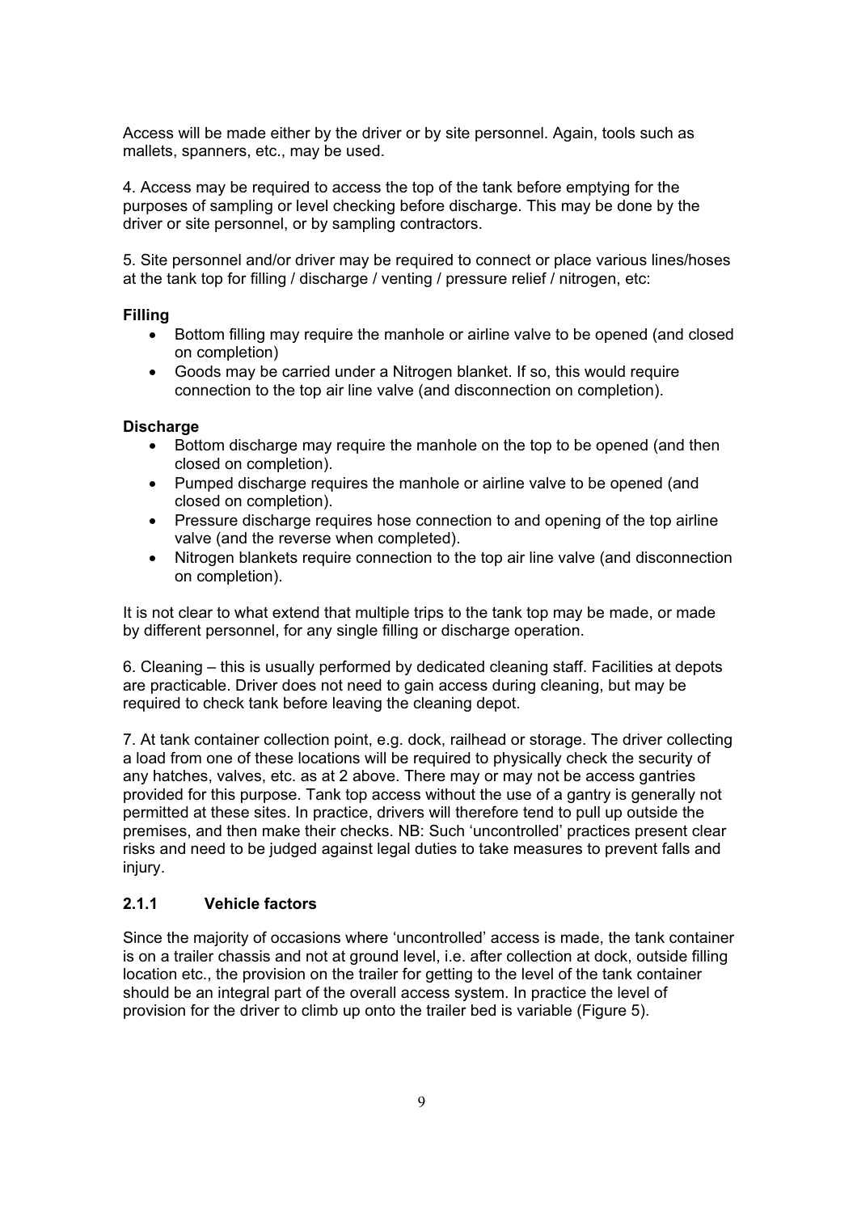Access will be made either by the driver or by site personnel. Again, tools such as mallets, spanners, etc., may be used.

4. Access may be required to access the top of the tank before emptying for the purposes of sampling or level checking before discharge. This may be done by the driver or site personnel, or by sampling contractors.

5. Site personnel and/or driver may be required to connect or place various lines/hoses at the tank top for filling / discharge / venting / pressure relief / nitrogen, etc:

**Filling**

- Bottom filling may require the manhole or airline valve to be opened (and closed on completion)
- Goods may be carried under a Nitrogen blanket. If so, this would require connection to the top air line valve (and disconnection on completion).

**Discharge**

- Bottom discharge may require the manhole on the top to be opened (and then closed on completion).
- Pumped discharge requires the manhole or airline valve to be opened (and closed on completion).
- Pressure discharge requires hose connection to and opening of the top airline valve (and the reverse when completed).
- Nitrogen blankets require connection to the top air line valve (and disconnection on completion).

It is not clear to what extend that multiple trips to the tank top may be made, or made by different personnel, for any single filling or discharge operation.

6. Cleaning – this is usually performed by dedicated cleaning staff. Facilities at depots are practicable. Driver does not need to gain access during cleaning, but may be required to check tank before leaving the cleaning depot.

7. At tank container collection point, e.g. dock, railhead or storage. The driver collecting a load from one of these locations will be required to physically check the security of any hatches, valves, etc. as at 2 above. There may or may not be access gantries provided for this purpose. Tank top access without the use of a gantry is generally not permitted at these sites. In practice, drivers will therefore tend to pull up outside the premises, and then make their checks. NB: Such 'uncontrolled' practices present clear risks and need to be judged against legal duties to take measures to prevent falls and injury.

### 2.1.1 Vehicle factors

Since the majority of occasions where 'uncontrolled' access is made, the tank container is on a trailer chassis and not at ground level, i.e. after collection at dock, outside filling location etc., the provision on the trailer for getting to the level of the tank container should be an integral part of the overall access system. In practice the level of provision for the driver to climb up onto the trailer bed is variable (Figure 5).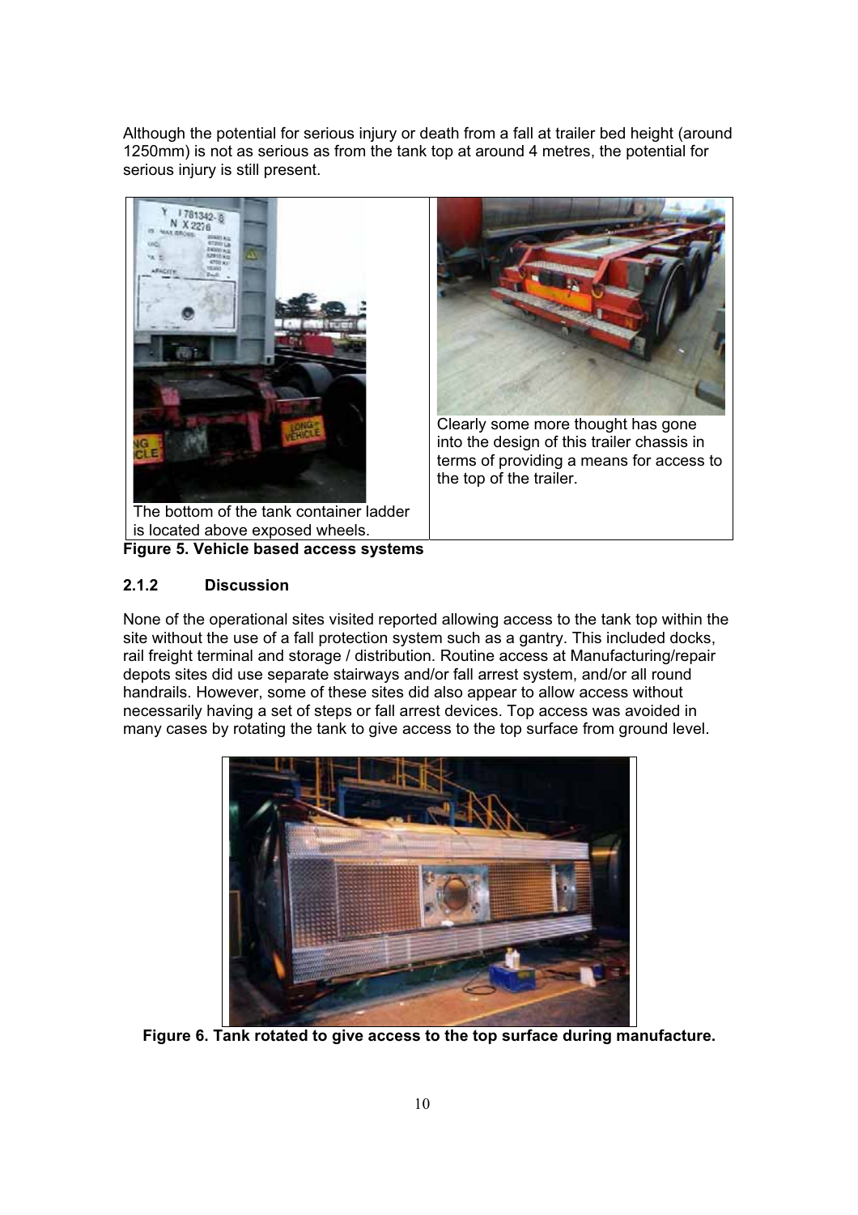Although the potential for serious injury or death from a fall at trailer bed height (around 1250mm) is not as serious as from the tank top at around 4 metres, the potential for serious injury is still present.

The bottom of the tank container ladder is located above exposed wheels.

Clearly some more thought has gone into the design of this trailer chassis in terms of providing a means for access to the top of the trailer.

**Figure 5. Vehicle based access systems**

### 2.1.2 Discussion

None of the operational sites visited reported allowing access to the tank top within the site without the use of a fall protection system such as a gantry. This included docks, rail freight terminal and storage / distribution. Routine access at Manufacturing/repair depots sites did use separate stairways and/or fall arrest system, and/or all round handrails. However, some of these sites did also appear to allow access without necessarily having a set of steps or fall arrest devices. Top access was avoided in many cases by rotating the tank to give access to the top surface from ground level.

**Figure 6. Tank rotated to give access to the top surface during manufacture.**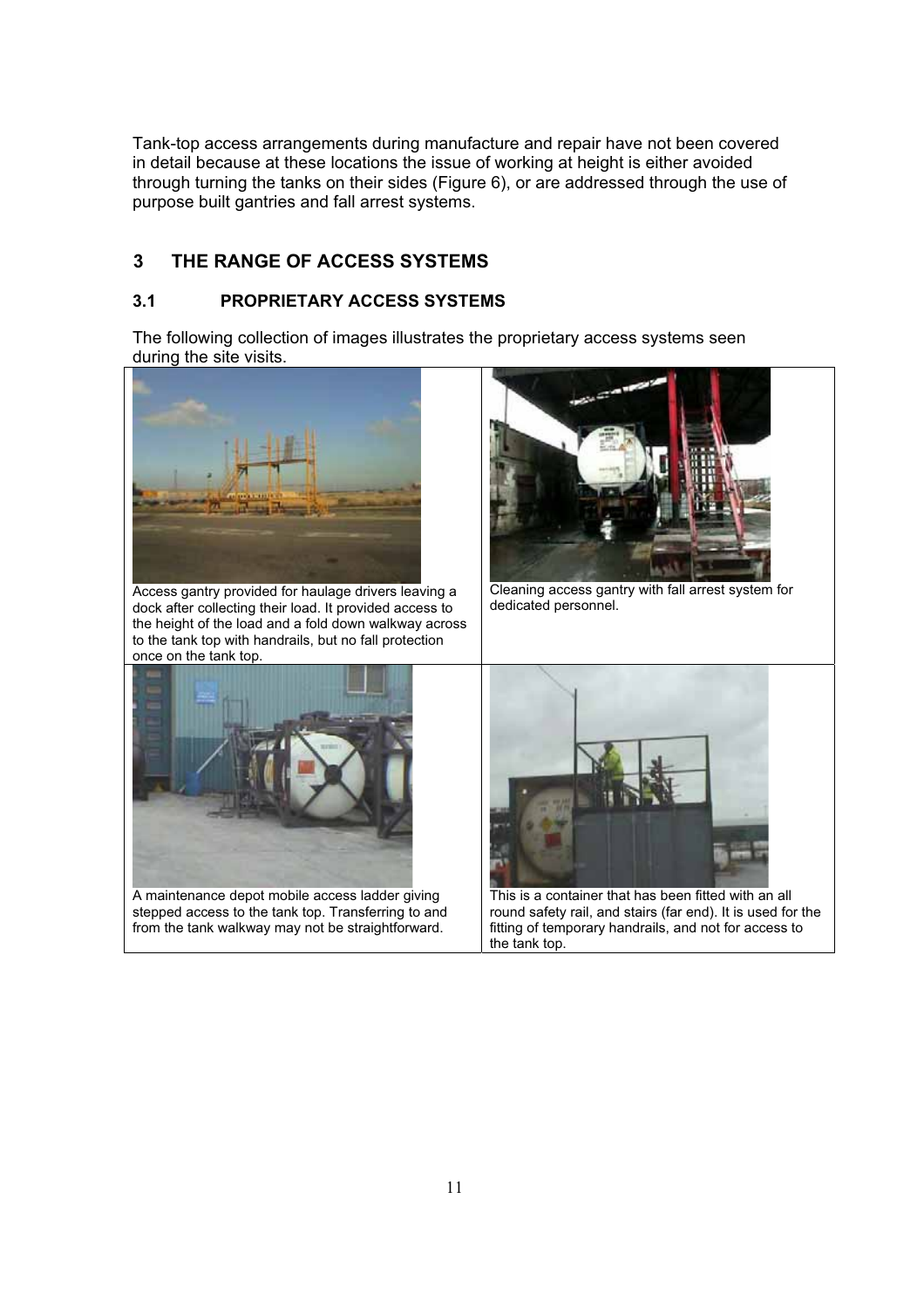Tank-top access arrangements during manufacture and repair have not been covered in detail because at these locations the issue of working at height is either avoided through turning the tanks on their sides (Figure 6), or are addressed through the use of purpose built gantries and fall arrest systems.

# 3 THE RANGE OF ACCESS SYSTEMS

## 3.1 PROPRIETARY ACCESS SYSTEMS

The following collection of images illustrates the proprietary access systems seen during the site visits.

| | |
|---|---|
| Access gantry provided for haulage drivers leaving a dock after collecting their load. It provided access to the height of the load and a fold down walkway across to the tank top with handrails, but no fall protection once on the tank top. | Cleaning access gantry with fall arrest system for dedicated personnel. |
| A maintenance depot mobile access ladder giving stepped access to the tank top. Transferring to and from the tank walkway may not be straightforward. | This is a container that has been fitted with an all round safety rail, and stairs (far end). It is used for the fitting of temporary handrails, and not for access to the tank top. |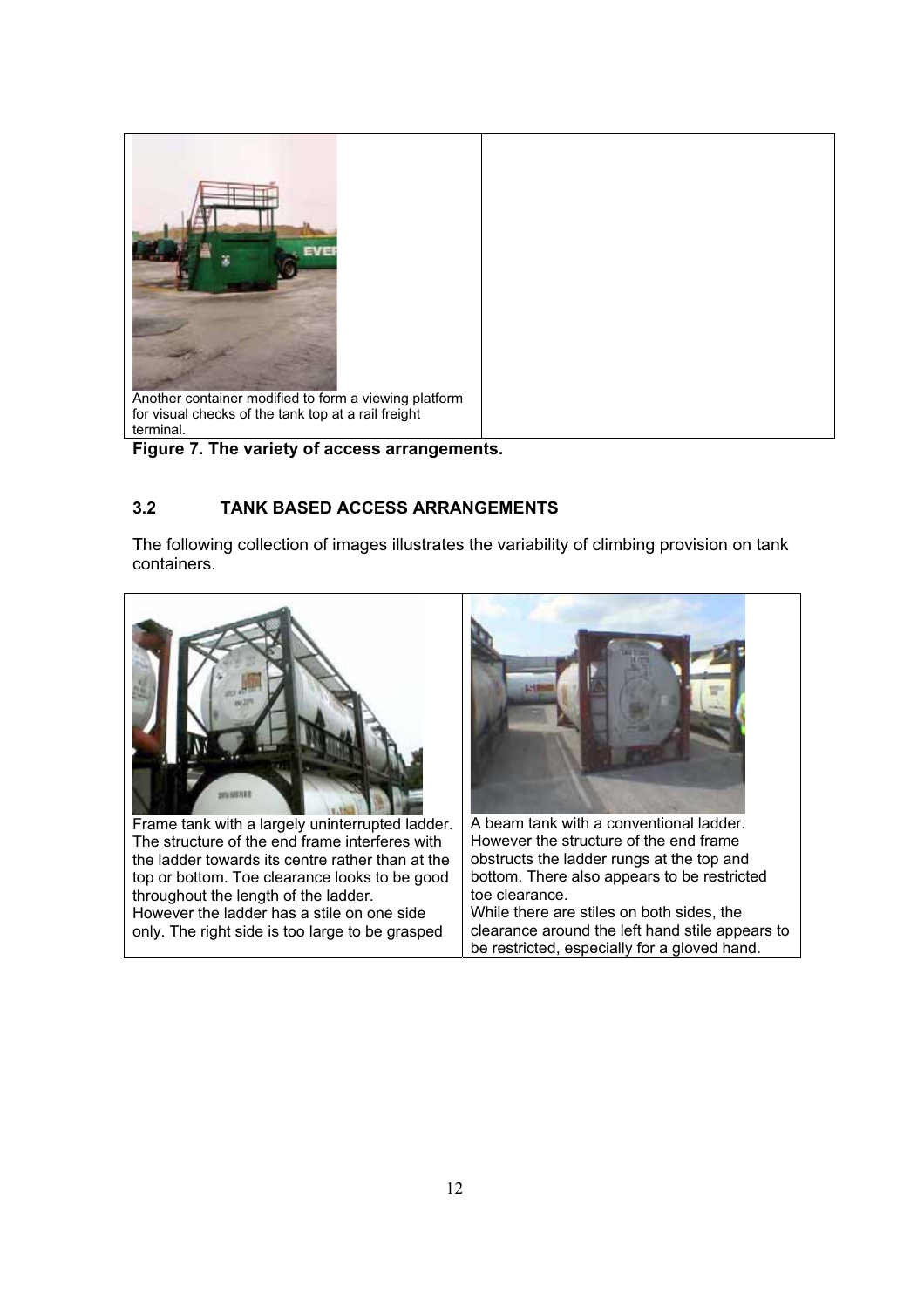| Another container modified to form a viewing platform for visual checks of the tank top at a rail freight terminal. | |
|---|---|

**Figure 7. The variety of access arrangements.**

### 3.2 TANK BASED ACCESS ARRANGEMENTS

The following collection of images illustrates the variability of climbing provision on tank containers.

| Frame tank with a largely uninterrupted ladder. The structure of the end frame interferes with the ladder towards its centre rather than at the top or bottom. Toe clearance looks to be good throughout the length of the ladder. However the ladder has a stile on one side only. The right side is too large to be grasped | A beam tank with a conventional ladder. However the structure of the end frame obstructs the ladder rungs at the top and bottom. There also appears to be restricted toe clearance. While there are stiles on both sides, the clearance around the left hand stile appears to be restricted, especially for a gloved hand. |
|---|---|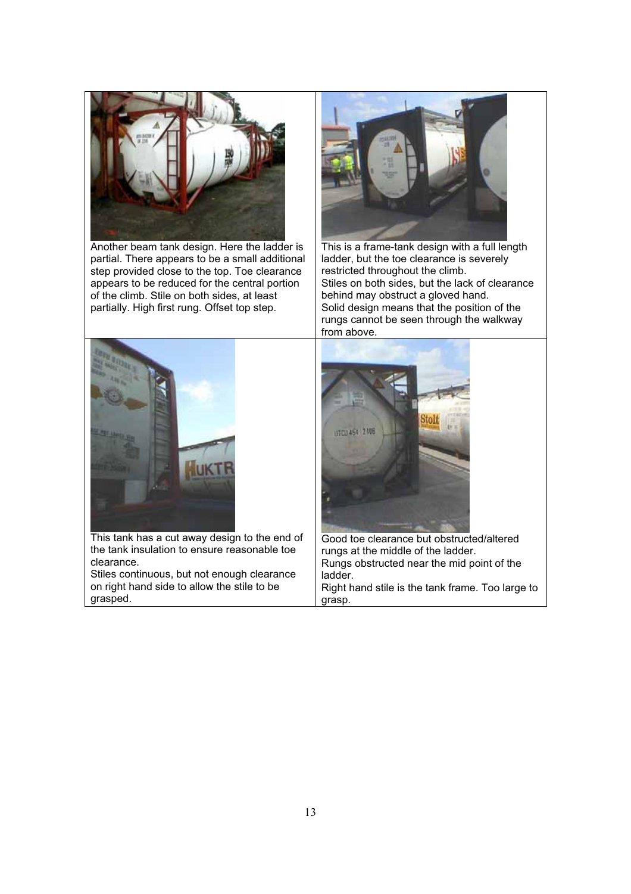| | |
|---|---|
| Another beam tank design. Here the ladder is partial. There appears to be a small additional step provided close to the top. Toe clearance appears to be reduced for the central portion of the climb. Stile on both sides, at least partially. High first rung. Offset top step. | This is a frame-tank design with a full length ladder, but the toe clearance is severely restricted throughout the climb. Stiles on both sides, but the lack of clearance behind may obstruct a gloved hand. Solid design means that the position of the rungs cannot be seen through the walkway from above. |
| This tank has a cut away design to the end of the tank insulation to ensure reasonable toe clearance. Stiles continuous, but not enough clearance on right hand side to allow the stile to be grasped. | Good toe clearance but obstructed/altered rungs at the middle of the ladder. Rungs obstructed near the mid point of the ladder. Right hand stile is the tank frame. Too large to grasp. |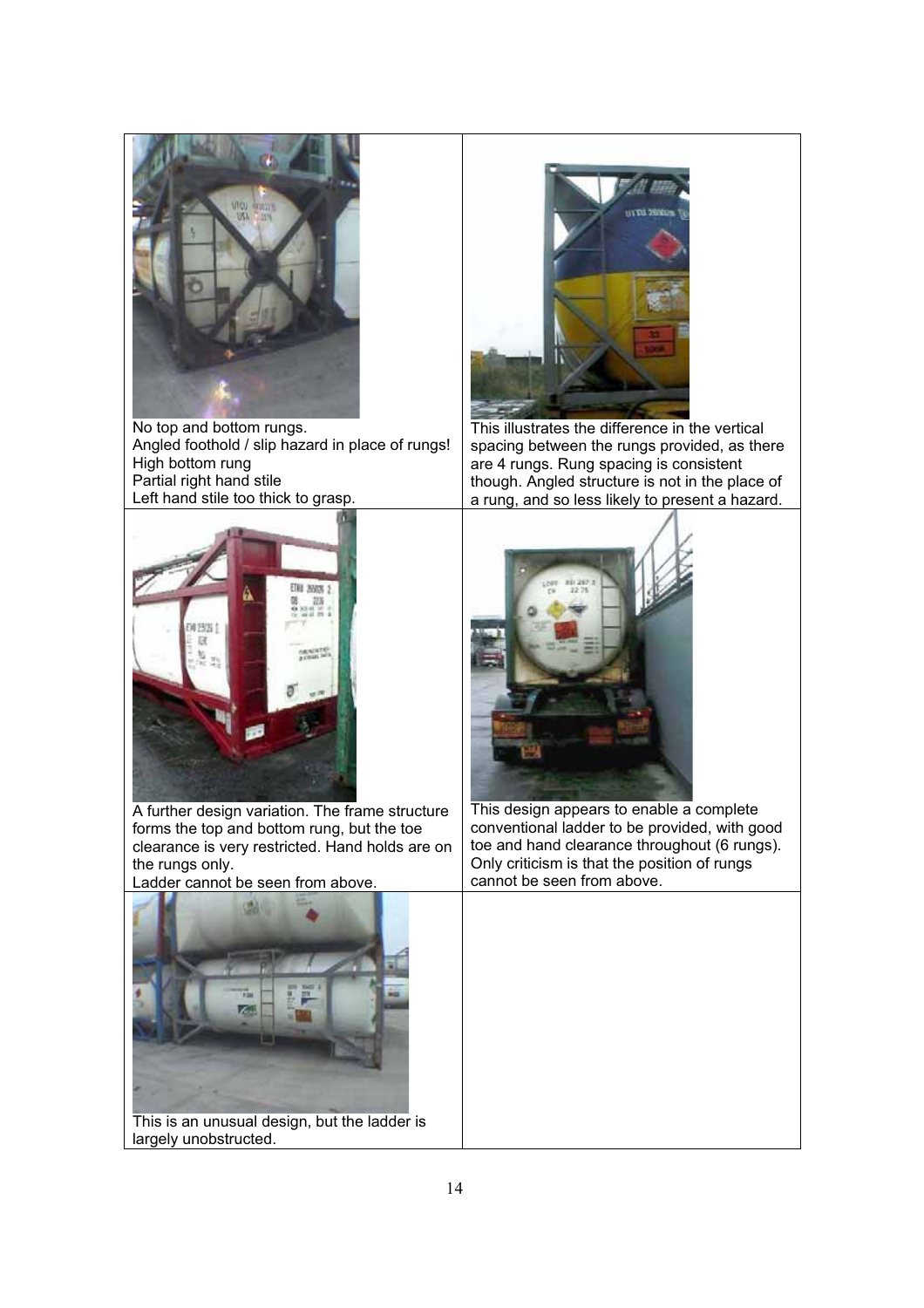| | |
|---|---|
| No top and bottom rungs.<br>Angled foothold / slip hazard in place of rungs!<br>High bottom rung<br>Partial right hand stile<br>Left hand stile too thick to grasp. | This illustrates the difference in the vertical spacing between the rungs provided, as there are 4 rungs. Rung spacing is consistent though. Angled structure is not in the place of a rung, and so less likely to present a hazard. |
| A further design variation. The frame structure forms the top and bottom rung, but the toe clearance is very restricted. Hand holds are on the rungs only.<br>Ladder cannot be seen from above. | This design appears to enable a complete conventional ladder to be provided, with good toe and hand clearance throughout (6 rungs). Only criticism is that the position of rungs cannot be seen from above. |
| This is an unusual design, but the ladder is largely unobstructed. | |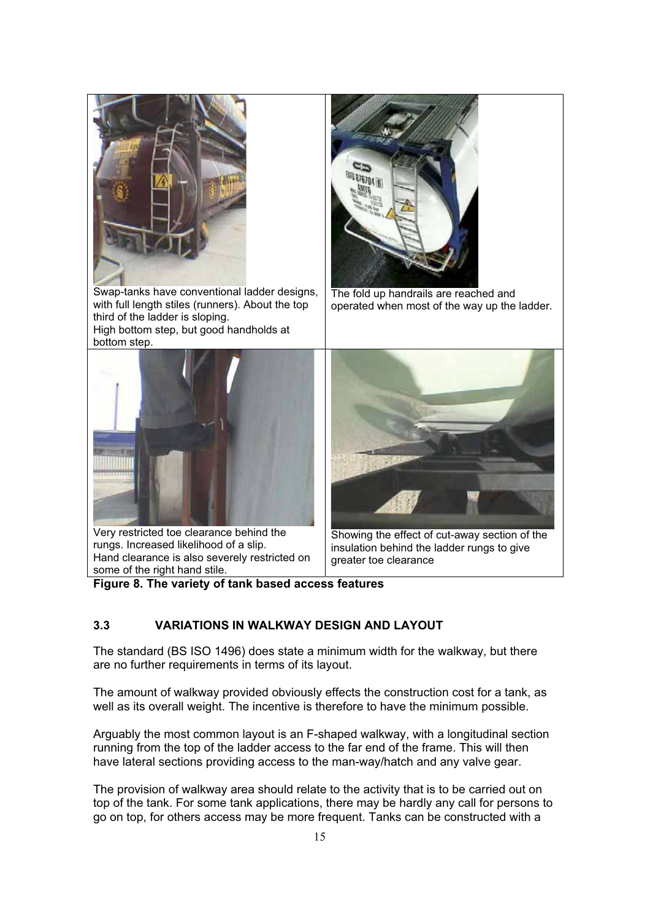Swap-tanks have conventional ladder designs, with full length stiles (runners). About the top third of the ladder is sloping.
High bottom step, but good handholds at bottom step.

The fold up handrails are reached and operated when most of the way up the ladder.

Very restricted toe clearance behind the rungs. Increased likelihood of a slip.
Hand clearance is also severely restricted on some of the right hand stile.

Showing the effect of cut-away section of the insulation behind the ladder rungs to give greater toe clearance

**Figure 8. The variety of tank based access features**

### 3.3 VARIATIONS IN WALKWAY DESIGN AND LAYOUT

The standard (BS ISO 1496) does state a minimum width for the walkway, but there are no further requirements in terms of its layout.

The amount of walkway provided obviously effects the construction cost for a tank, as well as its overall weight. The incentive is therefore to have the minimum possible.

Arguably the most common layout is an F-shaped walkway, with a longitudinal section running from the top of the ladder access to the far end of the frame. This will then have lateral sections providing access to the man-way/hatch and any valve gear.

The provision of walkway area should relate to the activity that is to be carried out on top of the tank. For some tank applications, there may be hardly any call for persons to go on top, for others access may be more frequent. Tanks can be constructed with a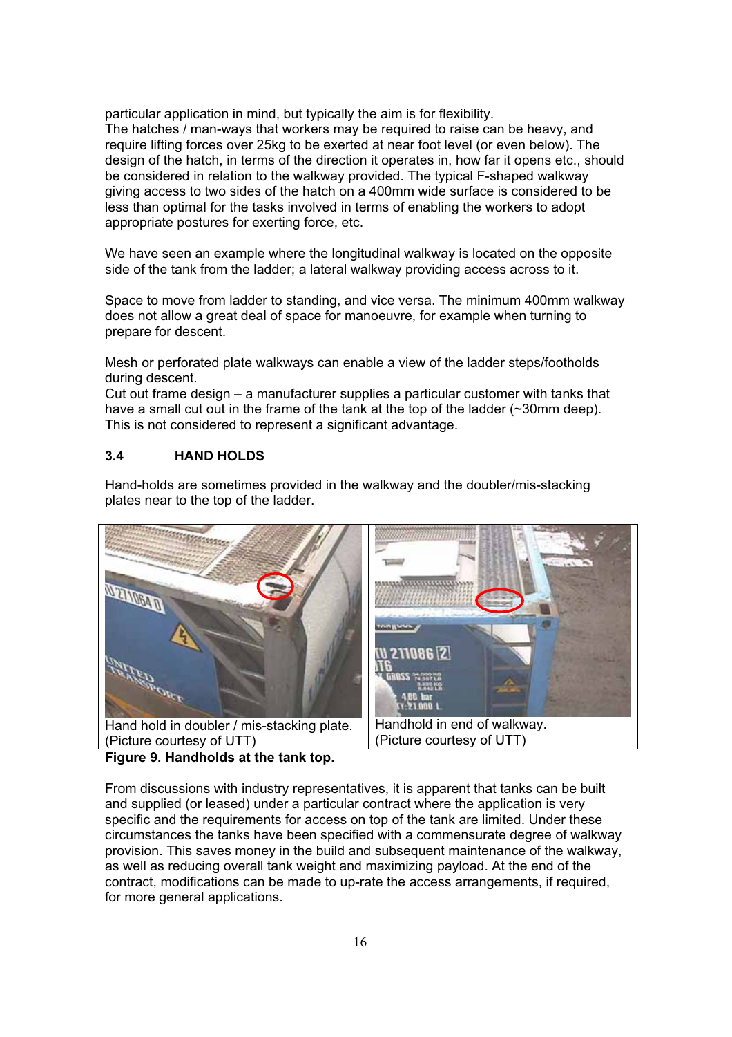particular application in mind, but typically the aim is for flexibility.
The hatches / man-ways that workers may be required to raise can be heavy, and require lifting forces over 25kg to be exerted at near foot level (or even below). The design of the hatch, in terms of the direction it operates in, how far it opens etc., should be considered in relation to the walkway provided. The typical F-shaped walkway giving access to two sides of the hatch on a 400mm wide surface is considered to be less than optimal for the tasks involved in terms of enabling the workers to adopt appropriate postures for exerting force, etc.

We have seen an example where the longitudinal walkway is located on the opposite side of the tank from the ladder; a lateral walkway providing access across to it.

Space to move from ladder to standing, and vice versa. The minimum 400mm walkway does not allow a great deal of space for manoeuvre, for example when turning to prepare for descent.

Mesh or perforated plate walkways can enable a view of the ladder steps/footholds during descent.
Cut out frame design – a manufacturer supplies a particular customer with tanks that have a small cut out in the frame of the tank at the top of the ladder (~30mm deep). This is not considered to represent a significant advantage.

### 3.4 HAND HOLDS

Hand-holds are sometimes provided in the walkway and the doubler/mis-stacking plates near to the top of the ladder.

| Hand hold in doubler / mis-stacking plate. (Picture courtesy of UTT) | Handhold in end of walkway. (Picture courtesy of UTT) |
|---|---|

**Figure 9. Handholds at the tank top.**

From discussions with industry representatives, it is apparent that tanks can be built and supplied (or leased) under a particular contract where the application is very specific and the requirements for access on top of the tank are limited. Under these circumstances the tanks have been specified with a commensurate degree of walkway provision. This saves money in the build and subsequent maintenance of the walkway, as well as reducing overall tank weight and maximizing payload. At the end of the contract, modifications can be made to up-rate the access arrangements, if required, for more general applications.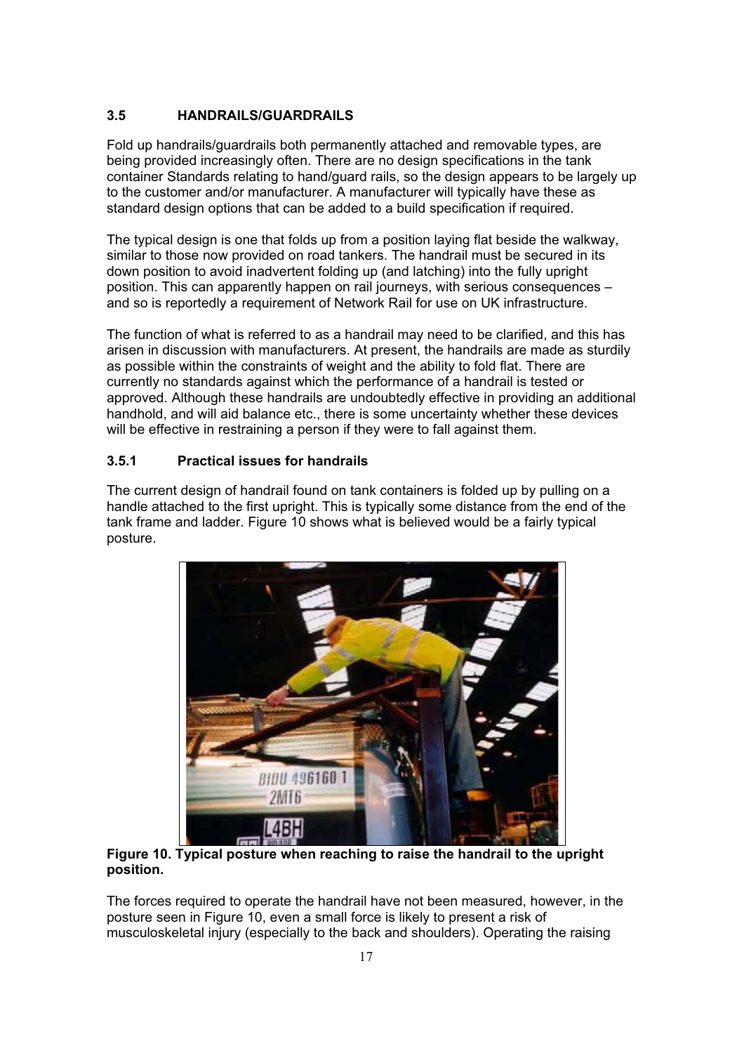### 3.5 HANDRAILS/GUARDRAILS

Fold up handrails/guardrails both permanently attached and removable types, are being provided increasingly often. There are no design specifications in the tank container Standards relating to hand/guard rails, so the design appears to be largely up to the customer and/or manufacturer. A manufacturer will typically have these as standard design options that can be added to a build specification if required.

The typical design is one that folds up from a position laying flat beside the walkway, similar to those now provided on road tankers. The handrail must be secured in its down position to avoid inadvertent folding up (and latching) into the fully upright position. This can apparently happen on rail journeys, with serious consequences – and so is reportedly a requirement of Network Rail for use on UK infrastructure.

The function of what is referred to as a handrail may need to be clarified, and this has arisen in discussion with manufacturers. At present, the handrails are made as sturdily as possible within the constraints of weight and the ability to fold flat. There are currently no standards against which the performance of a handrail is tested or approved. Although these handrails are undoubtedly effective in providing an additional handhold, and will aid balance etc., there is some uncertainty whether these devices will be effective in restraining a person if they were to fall against them.

#### 3.5.1 Practical issues for handrails

The current design of handrail found on tank containers is folded up by pulling on a handle attached to the first upright. This is typically some distance from the end of the tank frame and ladder. Figure 10 shows what is believed would be a fairly typical posture.

**Figure 10. Typical posture when reaching to raise the handrail to the upright position.**

The forces required to operate the handrail have not been measured, however, in the posture seen in Figure 10, even a small force is likely to present a risk of musculoskeletal injury (especially to the back and shoulders). Operating the raising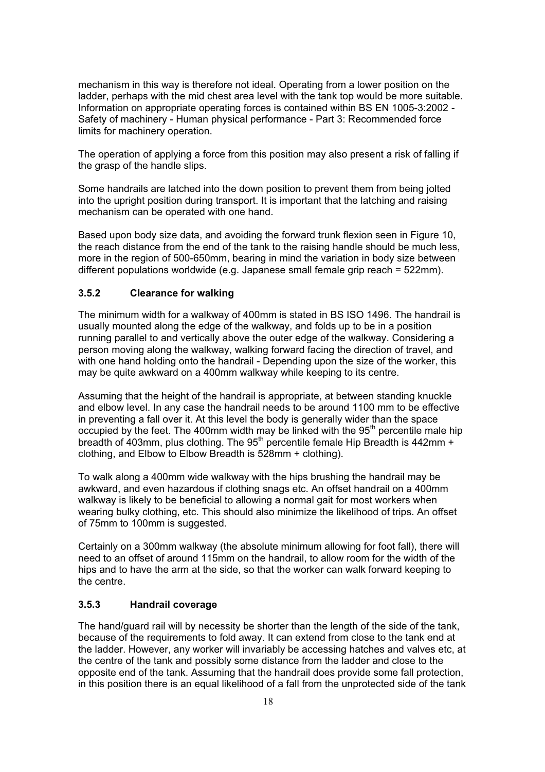mechanism in this way is therefore not ideal. Operating from a lower position on the ladder, perhaps with the mid chest area level with the tank top would be more suitable. Information on appropriate operating forces is contained within BS EN 1005-3:2002 - Safety of machinery - Human physical performance - Part 3: Recommended force limits for machinery operation.

The operation of applying a force from this position may also present a risk of falling if the grasp of the handle slips.

Some handrails are latched into the down position to prevent them from being jolted into the upright position during transport. It is important that the latching and raising mechanism can be operated with one hand.

Based upon body size data, and avoiding the forward trunk flexion seen in Figure 10, the reach distance from the end of the tank to the raising handle should be much less, more in the region of 500-650mm, bearing in mind the variation in body size between different populations worldwide (e.g. Japanese small female grip reach = 522mm).

### 3.5.2 Clearance for walking

The minimum width for a walkway of 400mm is stated in BS ISO 1496. The handrail is usually mounted along the edge of the walkway, and folds up to be in a position running parallel to and vertically above the outer edge of the walkway. Considering a person moving along the walkway, walking forward facing the direction of travel, and with one hand holding onto the handrail - Depending upon the size of the worker, this may be quite awkward on a 400mm walkway while keeping to its centre.

Assuming that the height of the handrail is appropriate, at between standing knuckle and elbow level. In any case the handrail needs to be around 1100 mm to be effective in preventing a fall over it. At this level the body is generally wider than the space occupied by the feet. The 400mm width may be linked with the 95th percentile male hip breadth of 403mm, plus clothing. The 95th percentile female Hip Breadth is 442mm + clothing, and Elbow to Elbow Breadth is 528mm + clothing).

To walk along a 400mm wide walkway with the hips brushing the handrail may be awkward, and even hazardous if clothing snags etc. An offset handrail on a 400mm walkway is likely to be beneficial to allowing a normal gait for most workers when wearing bulky clothing, etc. This should also minimize the likelihood of trips. An offset of 75mm to 100mm is suggested.

Certainly on a 300mm walkway (the absolute minimum allowing for foot fall), there will need to an offset of around 115mm on the handrail, to allow room for the width of the hips and to have the arm at the side, so that the worker can walk forward keeping to the centre.

### 3.5.3 Handrail coverage

The hand/guard rail will by necessity be shorter than the length of the side of the tank, because of the requirements to fold away. It can extend from close to the tank end at the ladder. However, any worker will invariably be accessing hatches and valves etc, at the centre of the tank and possibly some distance from the ladder and close to the opposite end of the tank. Assuming that the handrail does provide some fall protection, in this position there is an equal likelihood of a fall from the unprotected side of the tank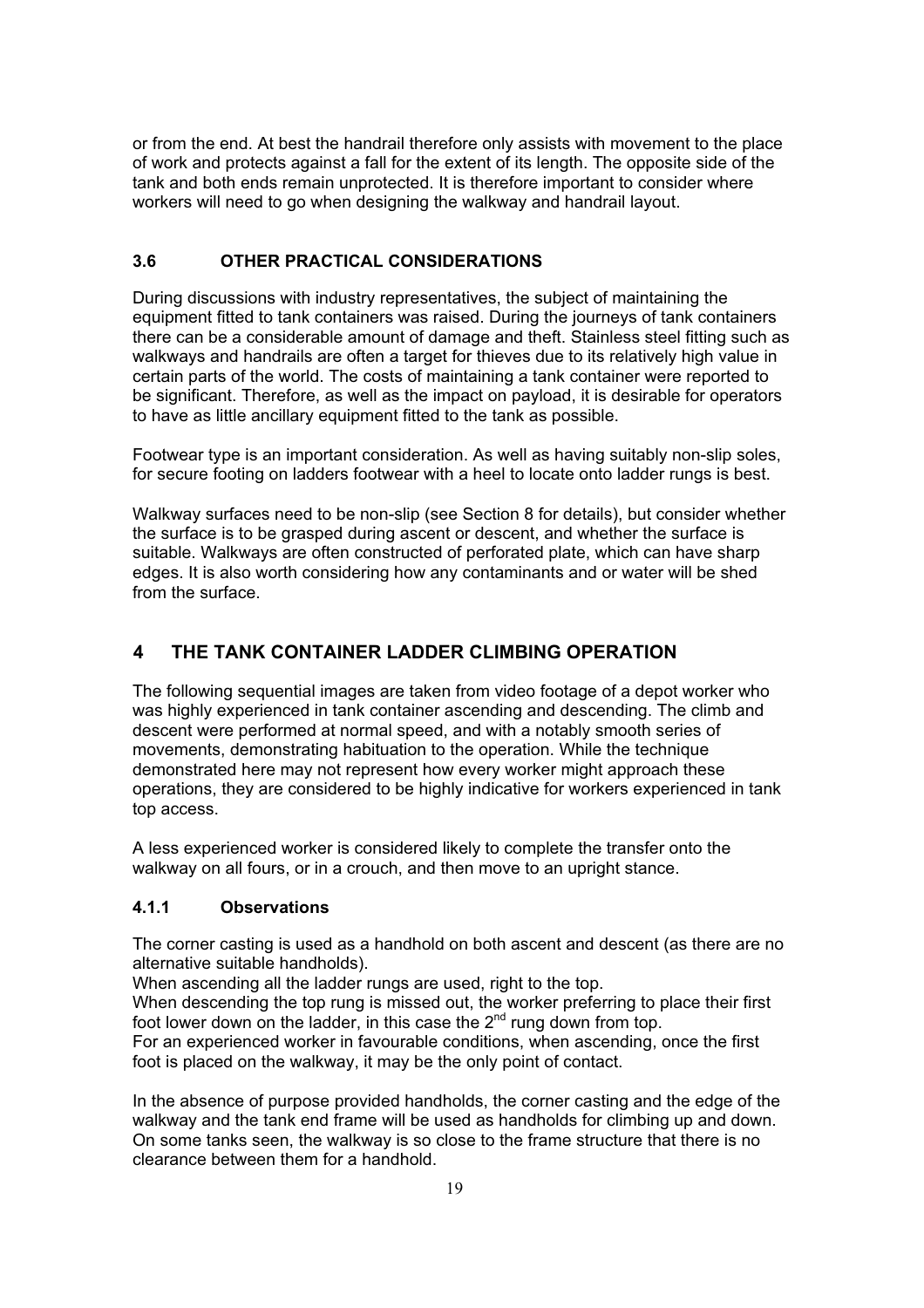or from the end. At best the handrail therefore only assists with movement to the place of work and protects against a fall for the extent of its length. The opposite side of the tank and both ends remain unprotected. It is therefore important to consider where workers will need to go when designing the walkway and handrail layout.

### 3.6 OTHER PRACTICAL CONSIDERATIONS

During discussions with industry representatives, the subject of maintaining the equipment fitted to tank containers was raised. During the journeys of tank containers there can be a considerable amount of damage and theft. Stainless steel fitting such as walkways and handrails are often a target for thieves due to its relatively high value in certain parts of the world. The costs of maintaining a tank container were reported to be significant. Therefore, as well as the impact on payload, it is desirable for operators to have as little ancillary equipment fitted to the tank as possible.

Footwear type is an important consideration. As well as having suitably non-slip soles, for secure footing on ladders footwear with a heel to locate onto ladder rungs is best.

Walkway surfaces need to be non-slip (see Section 8 for details), but consider whether the surface is to be grasped during ascent or descent, and whether the surface is suitable. Walkways are often constructed of perforated plate, which can have sharp edges. It is also worth considering how any contaminants and or water will be shed from the surface.

## 4 THE TANK CONTAINER LADDER CLIMBING OPERATION

The following sequential images are taken from video footage of a depot worker who was highly experienced in tank container ascending and descending. The climb and descent were performed at normal speed, and with a notably smooth series of movements, demonstrating habituation to the operation. While the technique demonstrated here may not represent how every worker might approach these operations, they are considered to be highly indicative for workers experienced in tank top access.

A less experienced worker is considered likely to complete the transfer onto the walkway on all fours, or in a crouch, and then move to an upright stance.

#### 4.1.1 Observations

The corner casting is used as a handhold on both ascent and descent (as there are no alternative suitable handholds).
When ascending all the ladder rungs are used, right to the top.
When descending the top rung is missed out, the worker preferring to place their first foot lower down on the ladder, in this case the 2nd rung down from top.
For an experienced worker in favourable conditions, when ascending, once the first foot is placed on the walkway, it may be the only point of contact.

In the absence of purpose provided handholds, the corner casting and the edge of the walkway and the tank end frame will be used as handholds for climbing up and down. On some tanks seen, the walkway is so close to the frame structure that there is no clearance between them for a handhold.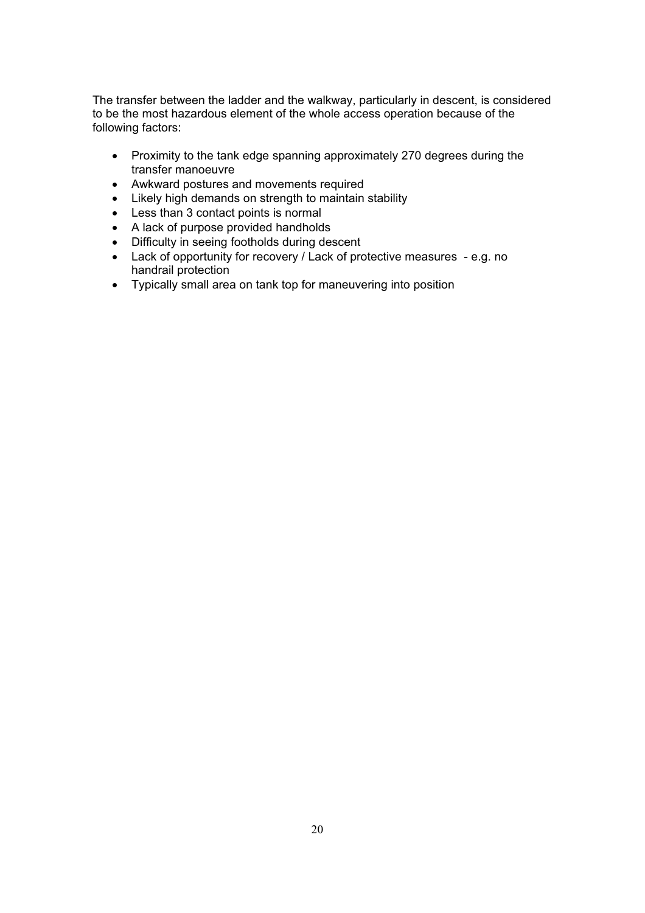The transfer between the ladder and the walkway, particularly in descent, is considered to be the most hazardous element of the whole access operation because of the following factors:

- Proximity to the tank edge spanning approximately 270 degrees during the transfer manoeuvre
- Awkward postures and movements required
- Likely high demands on strength to maintain stability
- Less than 3 contact points is normal
- A lack of purpose provided handholds
- Difficulty in seeing footholds during descent
- Lack of opportunity for recovery / Lack of protective measures - e.g. no handrail protection
- Typically small area on tank top for maneuvering into position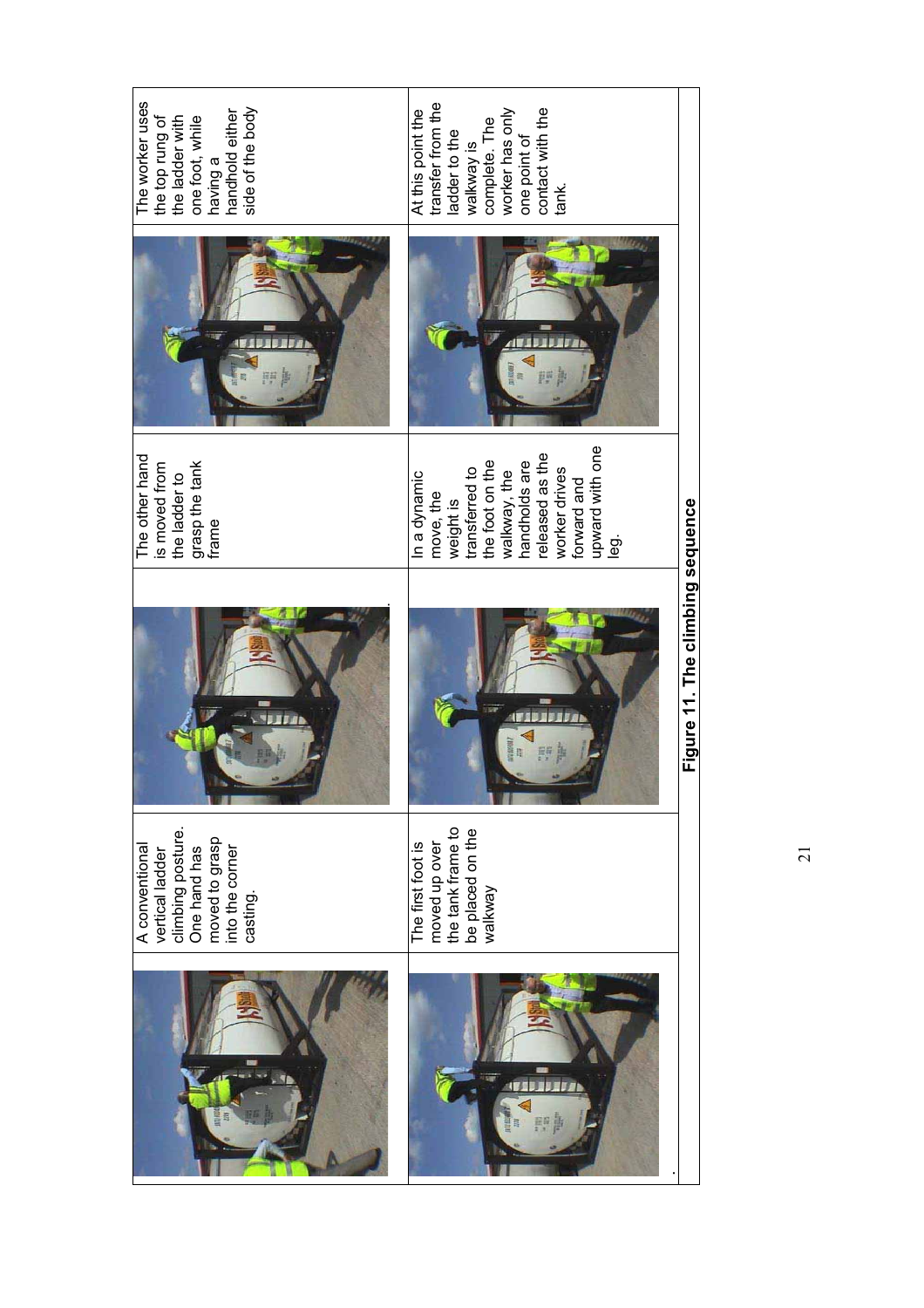| | |
|---|---|
| | A conventional vertical ladder climbing posture. One hand has moved to grasp into the corner casting. |
| | The other hand is moved from the ladder to grasp the tank frame |
| | The worker uses the top rung of the ladder with one foot, while having a handhold either side of the body |
| | The first foot is moved up over the tank frame to be placed on the walkway |
| | In a dynamic move, the weight is transferred to the foot on the walkway, the handholds are released as the worker drives forward and upward with one leg. |
| | At this point the transfer from the ladder to the walkway is complete. The worker has only one point of contact with the tank. |

**Figure 11. The climbing sequence**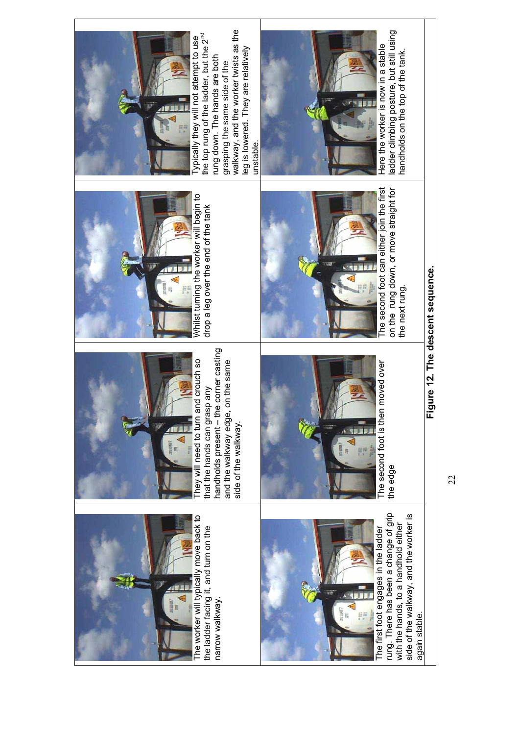| | | | |
|---|---|---|---|
| The worker will typically move back to the ladder facing it, and turn on the narrow walkway. | They will need to turn and crouch so that the hands can grasp any handholds present – the corner casting and the walkway edge, on the same side of the walkway. | Whilst turning the worker will begin to drop a leg over the end of the tank | Typically they will not attempt to use the top rung of the ladder, but the 2nd rung down. The hands are both grasping the same side of the walkway, and the worker twists as the leg is lowered. They are relatively unstable. |
| The first foot engages in the ladder rung. There has been a change of grip with the hands, to a handhold either side of the walkway, and the worker is again stable. | The second foot is then moved over the edge | The second foot can either join the first on the rung down, or move straight for the next rung. | Here the worker is now in a stable ladder climbing posture, but still using handholds on the top of the tank. |

**Figure 12. The descent sequence.**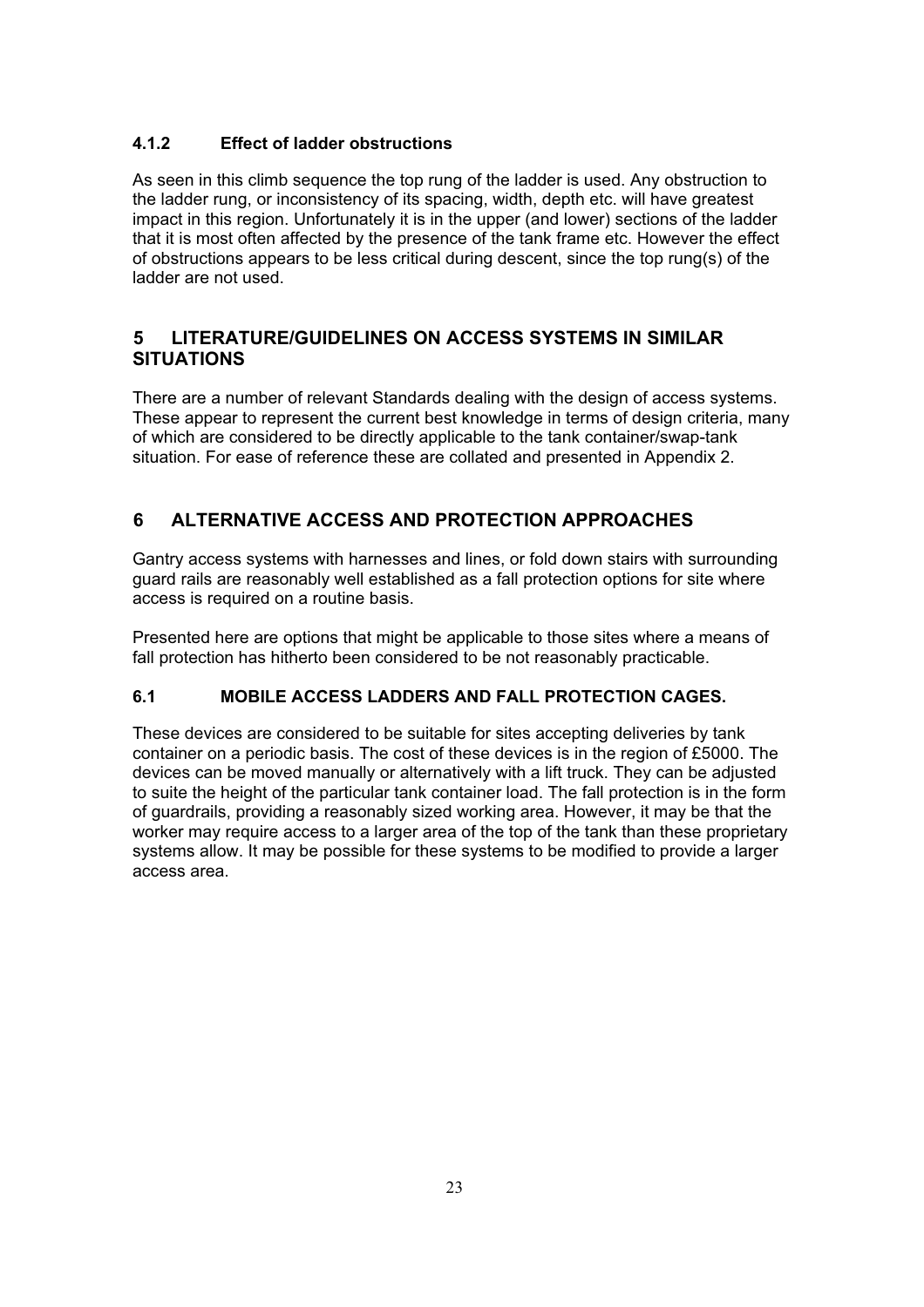### 4.1.2 Effect of ladder obstructions

As seen in this climb sequence the top rung of the ladder is used. Any obstruction to the ladder rung, or inconsistency of its spacing, width, depth etc. will have greatest impact in this region. Unfortunately it is in the upper (and lower) sections of the ladder that it is most often affected by the presence of the tank frame etc. However the effect of obstructions appears to be less critical during descent, since the top rung(s) of the ladder are not used.

## 5 LITERATURE/GUIDELINES ON ACCESS SYSTEMS IN SIMILAR SITUATIONS

There are a number of relevant Standards dealing with the design of access systems. These appear to represent the current best knowledge in terms of design criteria, many of which are considered to be directly applicable to the tank container/swap-tank situation. For ease of reference these are collated and presented in Appendix 2.

## 6 ALTERNATIVE ACCESS AND PROTECTION APPROACHES

Gantry access systems with harnesses and lines, or fold down stairs with surrounding guard rails are reasonably well established as a fall protection options for site where access is required on a routine basis.

Presented here are options that might be applicable to those sites where a means of fall protection has hitherto been considered to be not reasonably practicable.

### 6.1 MOBILE ACCESS LADDERS AND FALL PROTECTION CAGES.

These devices are considered to be suitable for sites accepting deliveries by tank container on a periodic basis. The cost of these devices is in the region of £5000. The devices can be moved manually or alternatively with a lift truck. They can be adjusted to suite the height of the particular tank container load. The fall protection is in the form of guardrails, providing a reasonably sized working area. However, it may be that the worker may require access to a larger area of the top of the tank than these proprietary systems allow. It may be possible for these systems to be modified to provide a larger access area.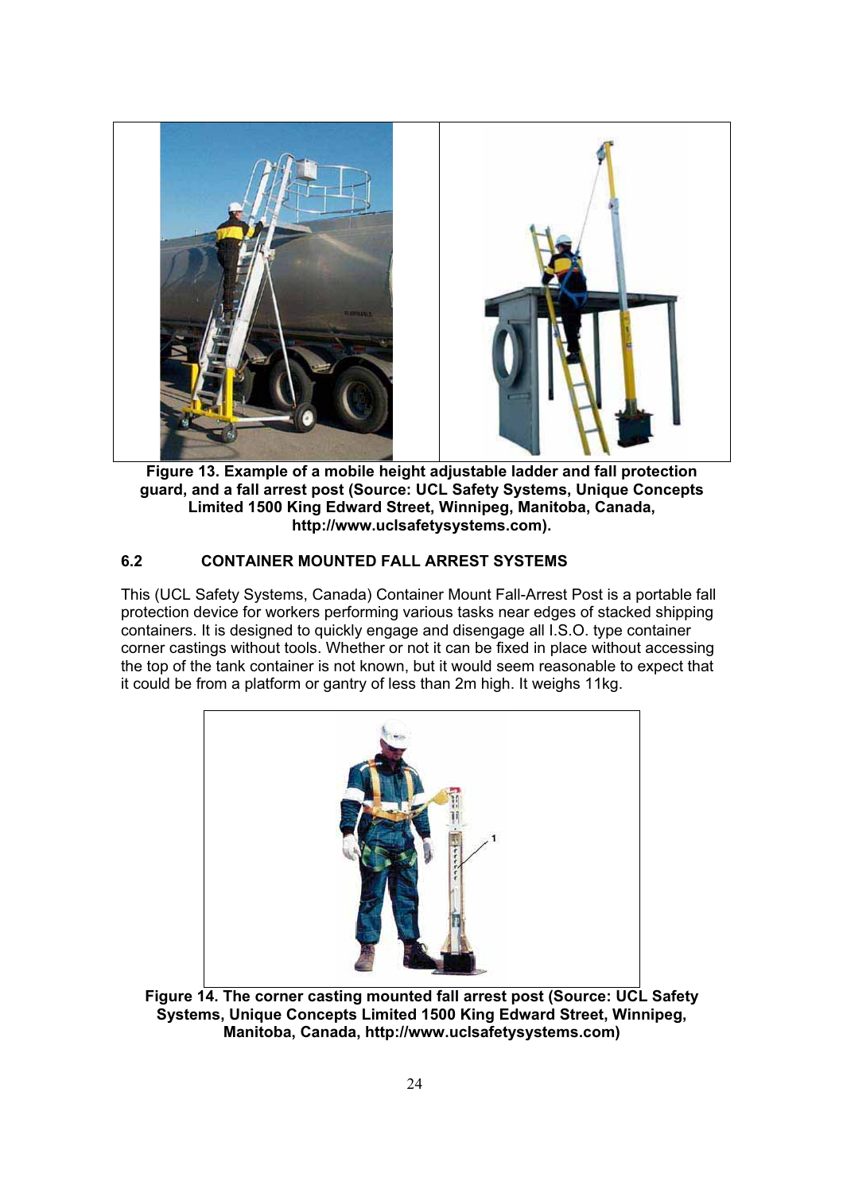Figure 13. Example of a mobile height adjustable ladder and fall protection guard, and a fall arrest post (Source: UCL Safety Systems, Unique Concepts Limited 1500 King Edward Street, Winnipeg, Manitoba, Canada, http://www.uclsafetysystems.com).

### 6.2 CONTAINER MOUNTED FALL ARREST SYSTEMS

This (UCL Safety Systems, Canada) Container Mount Fall-Arrest Post is a portable fall protection device for workers performing various tasks near edges of stacked shipping containers. It is designed to quickly engage and disengage all I.S.O. type container corner castings without tools. Whether or not it can be fixed in place without accessing the top of the tank container is not known, but it would seem reasonable to expect that it could be from a platform or gantry of less than 2m high. It weighs 11kg.

Figure 14. The corner casting mounted fall arrest post (Source: UCL Safety Systems, Unique Concepts Limited 1500 King Edward Street, Winnipeg, Manitoba, Canada, http://www.uclsafetysystems.com)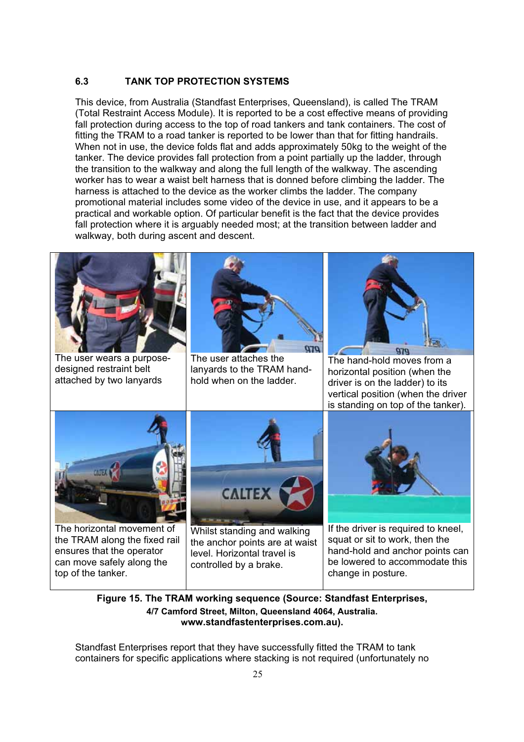### 6.3 TANK TOP PROTECTION SYSTEMS

This device, from Australia (Standfast Enterprises, Queensland), is called The TRAM (Total Restraint Access Module). It is reported to be a cost effective means of providing fall protection during access to the top of road tankers and tank containers. The cost of fitting the TRAM to a road tanker is reported to be lower than that for fitting handrails. When not in use, the device folds flat and adds approximately 50kg to the weight of the tanker. The device provides fall protection from a point partially up the ladder, through the transition to the walkway and along the full length of the walkway. The ascending worker has to wear a waist belt harness that is donned before climbing the ladder. The harness is attached to the device as the worker climbs the ladder. The company promotional material includes some video of the device in use, and it appears to be a practical and workable option. Of particular benefit is the fact that the device provides fall protection where it is arguably needed most; at the transition between ladder and walkway, both during ascent and descent.

| | | |
|---|---|---|
| The user wears a purpose-designed restraint belt attached by two lanyards | The user attaches the lanyards to the TRAM hand-hold when on the ladder. | The hand-hold moves from a horizontal position (when the driver is on the ladder) to its vertical position (when the driver is standing on top of the tanker). |
| The horizontal movement of the TRAM along the fixed rail ensures that the operator can move safely along the top of the tanker. | Whilst standing and walking the anchor points are at waist level. Horizontal travel is controlled by a brake. | If the driver is required to kneel, squat or sit to work, then the hand-hold and anchor points can be lowered to accommodate this change in posture. |

**Figure 15. The TRAM working sequence (Source: Standfast Enterprises, 4/7 Camford Street, Milton, Queensland 4064, Australia. www.standfastenterprises.com.au).**

Standfast Enterprises report that they have successfully fitted the TRAM to tank containers for specific applications where stacking is not required (unfortunately no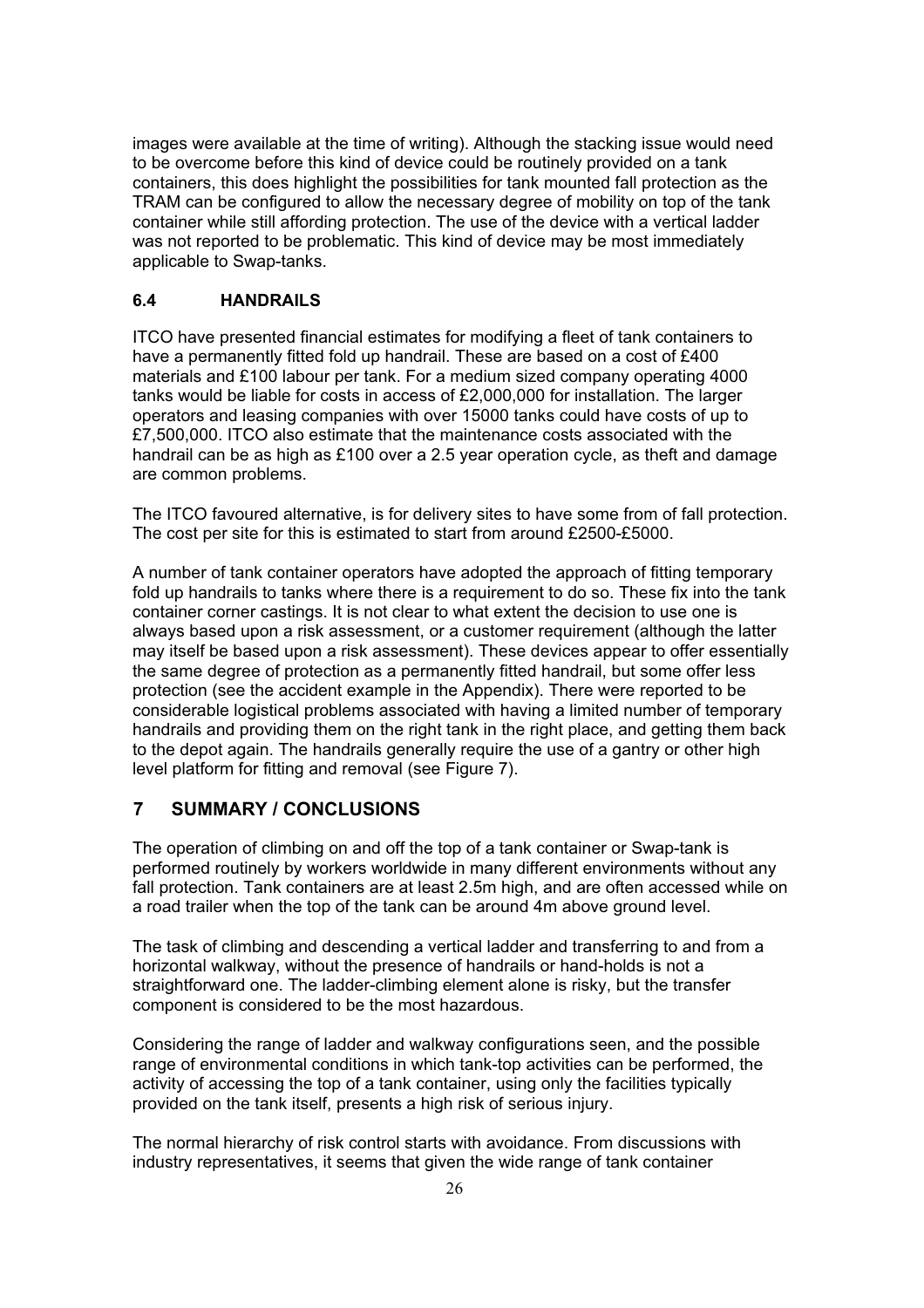images were available at the time of writing). Although the stacking issue would need to be overcome before this kind of device could be routinely provided on a tank containers, this does highlight the possibilities for tank mounted fall protection as the TRAM can be configured to allow the necessary degree of mobility on top of the tank container while still affording protection. The use of the device with a vertical ladder was not reported to be problematic. This kind of device may be most immediately applicable to Swap-tanks.

### 6.4 HANDRAILS

ITCO have presented financial estimates for modifying a fleet of tank containers to have a permanently fitted fold up handrail. These are based on a cost of £400 materials and £100 labour per tank. For a medium sized company operating 4000 tanks would be liable for costs in access of £2,000,000 for installation. The larger operators and leasing companies with over 15000 tanks could have costs of up to £7,500,000. ITCO also estimate that the maintenance costs associated with the handrail can be as high as £100 over a 2.5 year operation cycle, as theft and damage are common problems.

The ITCO favoured alternative, is for delivery sites to have some from of fall protection. The cost per site for this is estimated to start from around £2500-£5000.

A number of tank container operators have adopted the approach of fitting temporary fold up handrails to tanks where there is a requirement to do so. These fix into the tank container corner castings. It is not clear to what extent the decision to use one is always based upon a risk assessment, or a customer requirement (although the latter may itself be based upon a risk assessment). These devices appear to offer essentially the same degree of protection as a permanently fitted handrail, but some offer less protection (see the accident example in the Appendix). There were reported to be considerable logistical problems associated with having a limited number of temporary handrails and providing them on the right tank in the right place, and getting them back to the depot again. The handrails generally require the use of a gantry or other high level platform for fitting and removal (see Figure 7).

## 7 SUMMARY / CONCLUSIONS

The operation of climbing on and off the top of a tank container or Swap-tank is performed routinely by workers worldwide in many different environments without any fall protection. Tank containers are at least 2.5m high, and are often accessed while on a road trailer when the top of the tank can be around 4m above ground level.

The task of climbing and descending a vertical ladder and transferring to and from a horizontal walkway, without the presence of handrails or hand-holds is not a straightforward one. The ladder-climbing element alone is risky, but the transfer component is considered to be the most hazardous.

Considering the range of ladder and walkway configurations seen, and the possible range of environmental conditions in which tank-top activities can be performed, the activity of accessing the top of a tank container, using only the facilities typically provided on the tank itself, presents a high risk of serious injury.

The normal hierarchy of risk control starts with avoidance. From discussions with industry representatives, it seems that given the wide range of tank container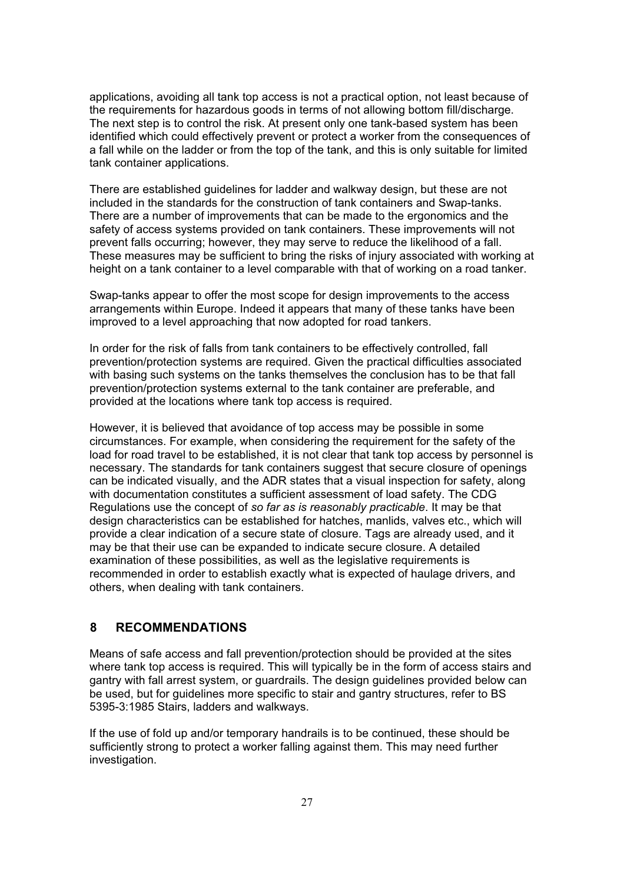applications, avoiding all tank top access is not a practical option, not least because of the requirements for hazardous goods in terms of not allowing bottom fill/discharge. The next step is to control the risk. At present only one tank-based system has been identified which could effectively prevent or protect a worker from the consequences of a fall while on the ladder or from the top of the tank, and this is only suitable for limited tank container applications.

There are established guidelines for ladder and walkway design, but these are not included in the standards for the construction of tank containers and Swap-tanks. There are a number of improvements that can be made to the ergonomics and the safety of access systems provided on tank containers. These improvements will not prevent falls occurring; however, they may serve to reduce the likelihood of a fall. These measures may be sufficient to bring the risks of injury associated with working at height on a tank container to a level comparable with that of working on a road tanker.

Swap-tanks appear to offer the most scope for design improvements to the access arrangements within Europe. Indeed it appears that many of these tanks have been improved to a level approaching that now adopted for road tankers.

In order for the risk of falls from tank containers to be effectively controlled, fall prevention/protection systems are required. Given the practical difficulties associated with basing such systems on the tanks themselves the conclusion has to be that fall prevention/protection systems external to the tank container are preferable, and provided at the locations where tank top access is required.

However, it is believed that avoidance of top access may be possible in some circumstances. For example, when considering the requirement for the safety of the load for road travel to be established, it is not clear that tank top access by personnel is necessary. The standards for tank containers suggest that secure closure of openings can be indicated visually, and the ADR states that a visual inspection for safety, along with documentation constitutes a sufficient assessment of load safety. The CDG Regulations use the concept of *so far as is reasonably practicable*. It may be that design characteristics can be established for hatches, manlids, valves etc., which will provide a clear indication of a secure state of closure. Tags are already used, and it may be that their use can be expanded to indicate secure closure. A detailed examination of these possibilities, as well as the legislative requirements is recommended in order to establish exactly what is expected of haulage drivers, and others, when dealing with tank containers.

## 8 RECOMMENDATIONS

Means of safe access and fall prevention/protection should be provided at the sites where tank top access is required. This will typically be in the form of access stairs and gantry with fall arrest system, or guardrails. The design guidelines provided below can be used, but for guidelines more specific to stair and gantry structures, refer to BS 5395-3:1985 Stairs, ladders and walkways.

If the use of fold up and/or temporary handrails is to be continued, these should be sufficiently strong to protect a worker falling against them. This may need further investigation.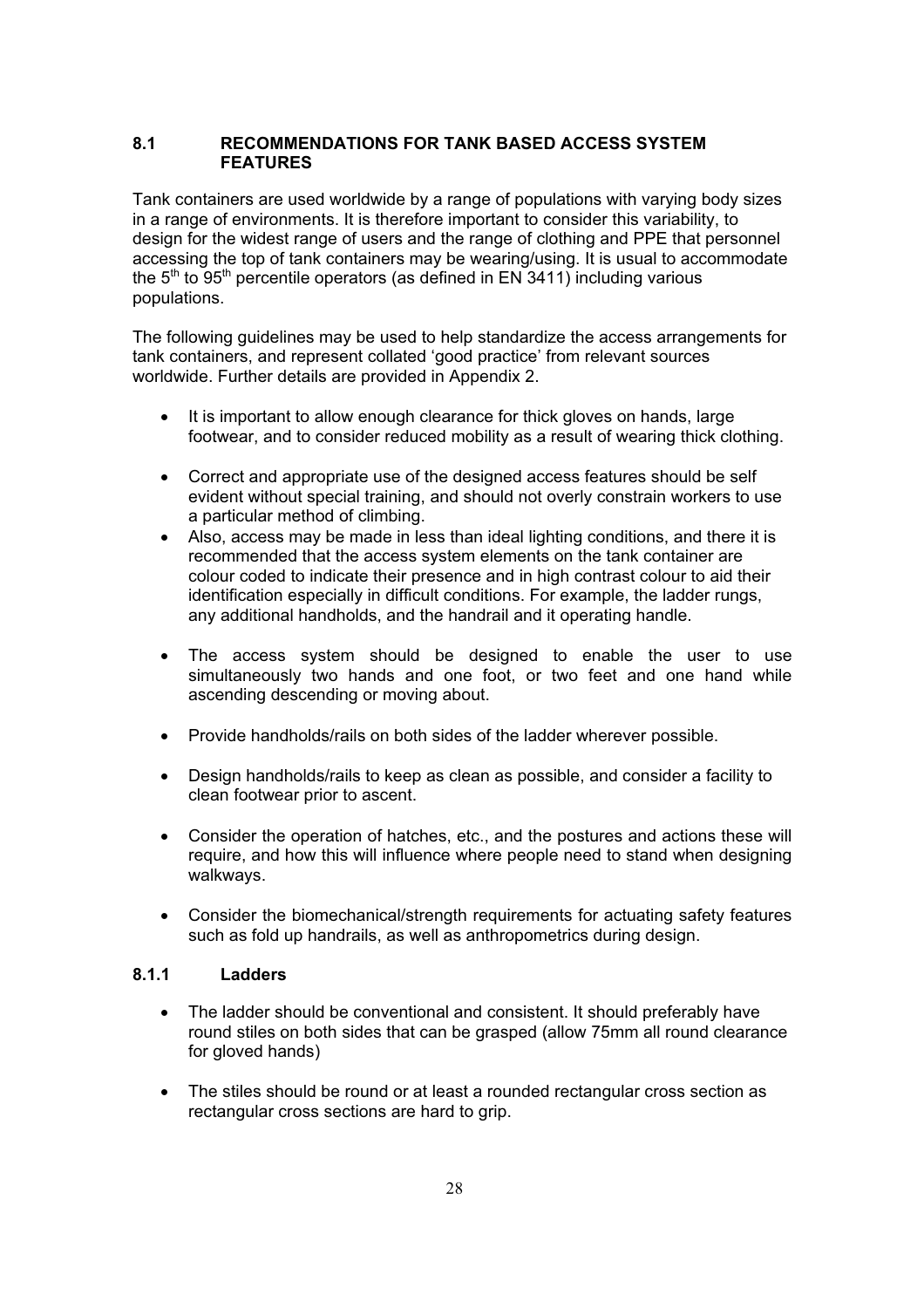## 8.1 RECOMMENDATIONS FOR TANK BASED ACCESS SYSTEM FEATURES

Tank containers are used worldwide by a range of populations with varying body sizes in a range of environments. It is therefore important to consider this variability, to design for the widest range of users and the range of clothing and PPE that personnel accessing the top of tank containers may be wearing/using. It is usual to accommodate the $5^{th}$ to $95^{th}$ percentile operators (as defined in EN 3411) including various populations.

The following guidelines may be used to help standardize the access arrangements for tank containers, and represent collated 'good practice' from relevant sources worldwide. Further details are provided in Appendix 2.

- It is important to allow enough clearance for thick gloves on hands, large footwear, and to consider reduced mobility as a result of wearing thick clothing.
- Correct and appropriate use of the designed access features should be self evident without special training, and should not overly constrain workers to use a particular method of climbing.
- Also, access may be made in less than ideal lighting conditions, and there it is recommended that the access system elements on the tank container are colour coded to indicate their presence and in high contrast colour to aid their identification especially in difficult conditions. For example, the ladder rungs, any additional handholds, and the handrail and it operating handle.
- The access system should be designed to enable the user to use simultaneously two hands and one foot, or two feet and one hand while ascending descending or moving about.
- Provide handholds/rails on both sides of the ladder wherever possible.
- Design handholds/rails to keep as clean as possible, and consider a facility to clean footwear prior to ascent.
- Consider the operation of hatches, etc., and the postures and actions these will require, and how this will influence where people need to stand when designing walkways.
- Consider the biomechanical/strength requirements for actuating safety features such as fold up handrails, as well as anthropometrics during design.

### 8.1.1 Ladders

- The ladder should be conventional and consistent. It should preferably have round stiles on both sides that can be grasped (allow 75mm all round clearance for gloved hands)
- The stiles should be round or at least a rounded rectangular cross section as rectangular cross sections are hard to grip.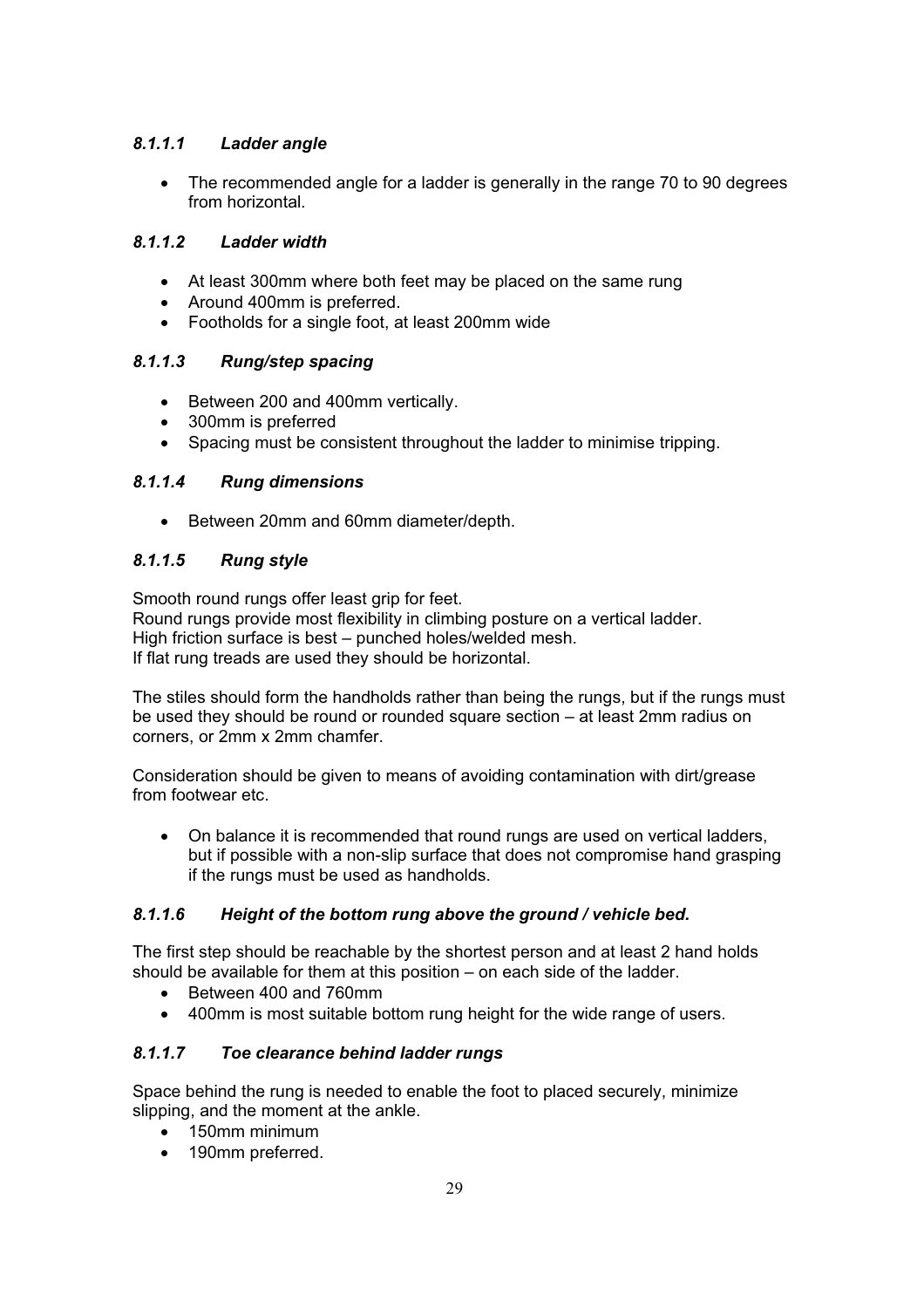#### *8.1.1.1 Ladder angle*

- The recommended angle for a ladder is generally in the range 70 to 90 degrees from horizontal.

#### *8.1.1.2 Ladder width*

- At least 300mm where both feet may be placed on the same rung
- Around 400mm is preferred.
- Footholds for a single foot, at least 200mm wide

#### *8.1.1.3 Rung/step spacing*

- Between 200 and 400mm vertically.
- 300mm is preferred
- Spacing must be consistent throughout the ladder to minimise tripping.

#### *8.1.1.4 Rung dimensions*

- Between 20mm and 60mm diameter/depth.

#### *8.1.1.5 Rung style*

Smooth round rungs offer least grip for feet.
Round rungs provide most flexibility in climbing posture on a vertical ladder.
High friction surface is best – punched holes/welded mesh.
If flat rung treads are used they should be horizontal.

The stiles should form the handholds rather than being the rungs, but if the rungs must be used they should be round or rounded square section – at least 2mm radius on corners, or 2mm x 2mm chamfer.

Consideration should be given to means of avoiding contamination with dirt/grease from footwear etc.

- On balance it is recommended that round rungs are used on vertical ladders, but if possible with a non-slip surface that does not compromise hand grasping if the rungs must be used as handholds.

#### *8.1.1.6 Height of the bottom rung above the ground / vehicle bed.*

The first step should be reachable by the shortest person and at least 2 hand holds should be available for them at this position – on each side of the ladder.

- Between 400 and 760mm
- 400mm is most suitable bottom rung height for the wide range of users.

#### *8.1.1.7 Toe clearance behind ladder rungs*

Space behind the rung is needed to enable the foot to placed securely, minimize slipping, and the moment at the ankle.

- 150mm minimum
- 190mm preferred.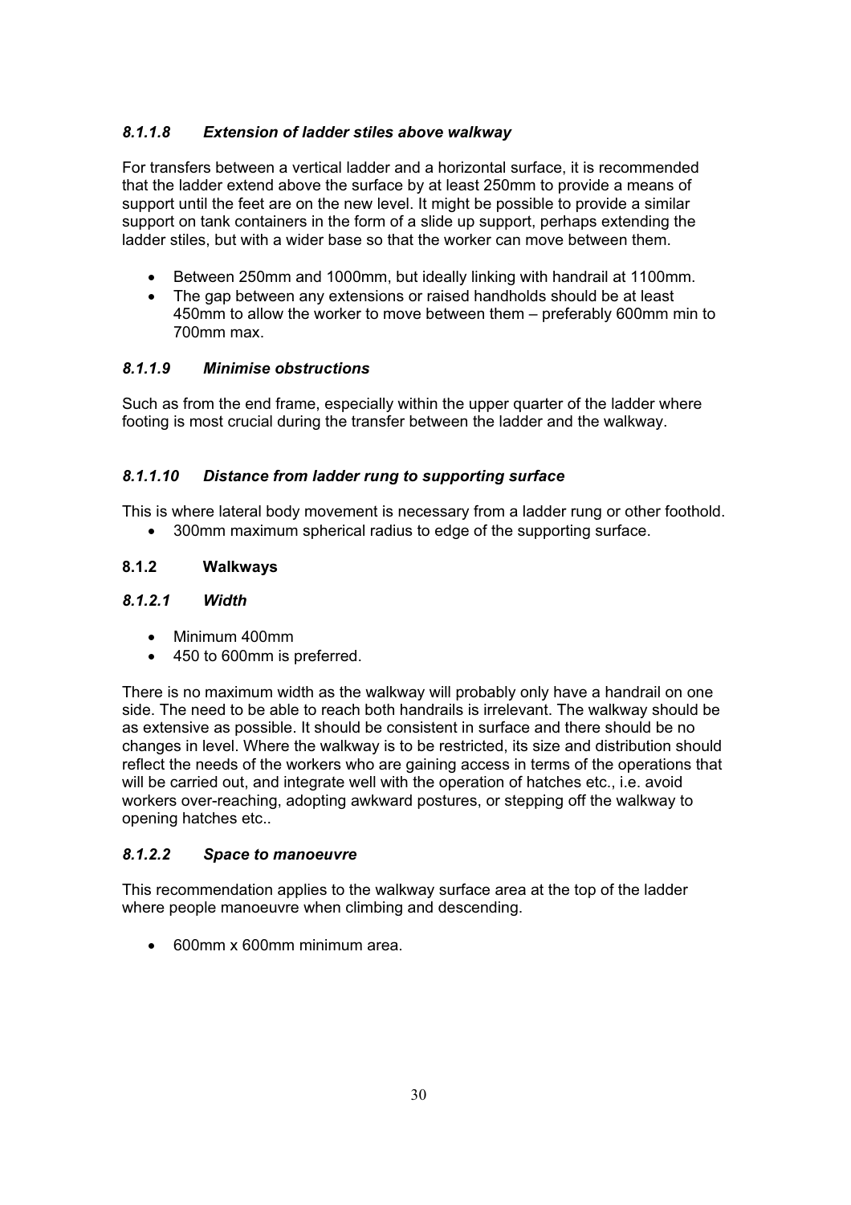#### *8.1.1.8 Extension of ladder stiles above walkway*

For transfers between a vertical ladder and a horizontal surface, it is recommended that the ladder extend above the surface by at least 250mm to provide a means of support until the feet are on the new level. It might be possible to provide a similar support on tank containers in the form of a slide up support, perhaps extending the ladder stiles, but with a wider base so that the worker can move between them.

- Between 250mm and 1000mm, but ideally linking with handrail at 1100mm.
- The gap between any extensions or raised handholds should be at least 450mm to allow the worker to move between them – preferably 600mm min to 700mm max.

#### *8.1.1.9 Minimise obstructions*

Such as from the end frame, especially within the upper quarter of the ladder where footing is most crucial during the transfer between the ladder and the walkway.

#### *8.1.1.10 Distance from ladder rung to supporting surface*

This is where lateral body movement is necessary from a ladder rung or other foothold.

- 300mm maximum spherical radius to edge of the supporting surface.

### 8.1.2 Walkways

#### *8.1.2.1 Width*

- Minimum 400mm
- 450 to 600mm is preferred.

There is no maximum width as the walkway will probably only have a handrail on one side. The need to be able to reach both handrails is irrelevant. The walkway should be as extensive as possible. It should be consistent in surface and there should be no changes in level. Where the walkway is to be restricted, its size and distribution should reflect the needs of the workers who are gaining access in terms of the operations that will be carried out, and integrate well with the operation of hatches etc., i.e. avoid workers over-reaching, adopting awkward postures, or stepping off the walkway to opening hatches etc..

#### *8.1.2.2 Space to manoeuvre*

This recommendation applies to the walkway surface area at the top of the ladder where people manoeuvre when climbing and descending.

- 600mm x 600mm minimum area.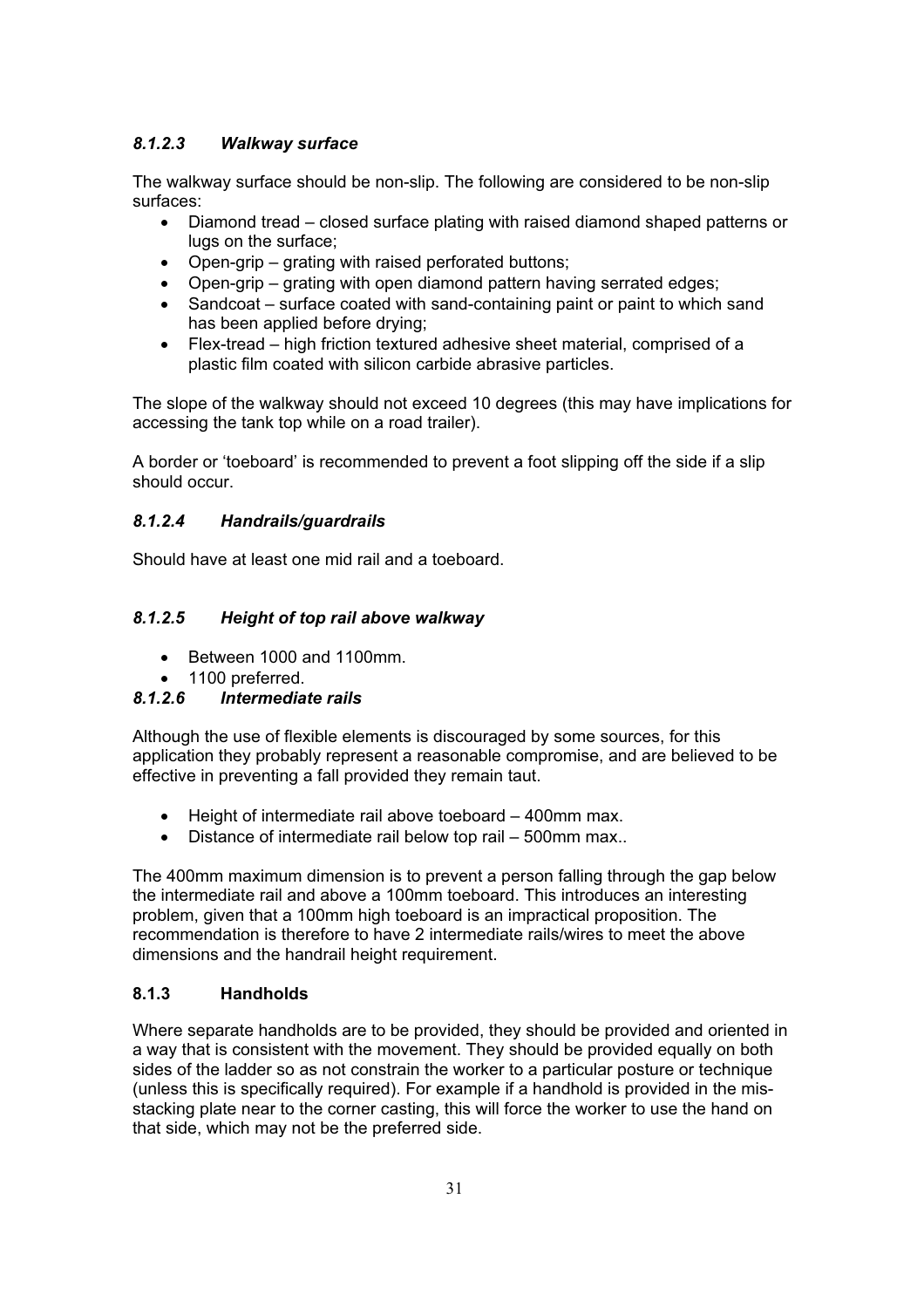#### *8.1.2.3 Walkway surface*

The walkway surface should be non-slip. The following are considered to be non-slip surfaces:

- Diamond tread – closed surface plating with raised diamond shaped patterns or lugs on the surface;
- Open-grip – grating with raised perforated buttons;
- Open-grip – grating with open diamond pattern having serrated edges;
- Sandcoat – surface coated with sand-containing paint or paint to which sand has been applied before drying;
- Flex-tread – high friction textured adhesive sheet material, comprised of a plastic film coated with silicon carbide abrasive particles.

The slope of the walkway should not exceed 10 degrees (this may have implications for accessing the tank top while on a road trailer).

A border or 'toeboard' is recommended to prevent a foot slipping off the side if a slip should occur.

#### *8.1.2.4 Handrails/guardrails*

Should have at least one mid rail and a toeboard.

#### *8.1.2.5 Height of top rail above walkway*

- Between 1000 and 1100mm.
- 1100 preferred.

#### *8.1.2.6 Intermediate rails*

Although the use of flexible elements is discouraged by some sources, for this application they probably represent a reasonable compromise, and are believed to be effective in preventing a fall provided they remain taut.

- Height of intermediate rail above toeboard – 400mm max.
- Distance of intermediate rail below top rail – 500mm max..

The 400mm maximum dimension is to prevent a person falling through the gap below the intermediate rail and above a 100mm toeboard. This introduces an interesting problem, given that a 100mm high toeboard is an impractical proposition. The recommendation is therefore to have 2 intermediate rails/wires to meet the above dimensions and the handrail height requirement.

### 8.1.3 Handholds

Where separate handholds are to be provided, they should be provided and oriented in a way that is consistent with the movement. They should be provided equally on both sides of the ladder so as not constrain the worker to a particular posture or technique (unless this is specifically required). For example if a handhold is provided in the mis-stacking plate near to the corner casting, this will force the worker to use the hand on that side, which may not be the preferred side.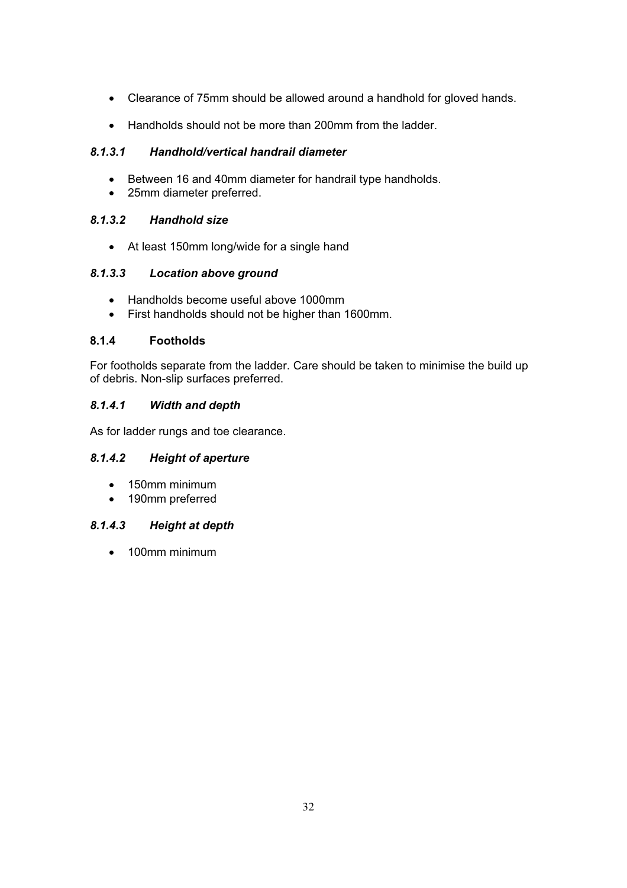- Clearance of 75mm should be allowed around a handhold for gloved hands.
- Handholds should not be more than 200mm from the ladder.

#### *8.1.3.1 Handhold/vertical handrail diameter*

- Between 16 and 40mm diameter for handrail type handholds.
- 25mm diameter preferred.

#### *8.1.3.2 Handhold size*

- At least 150mm long/wide for a single hand

#### *8.1.3.3 Location above ground*

- Handholds become useful above 1000mm
- First handholds should not be higher than 1600mm.

### 8.1.4 Footholds

For footholds separate from the ladder. Care should be taken to minimise the build up of debris. Non-slip surfaces preferred.

#### *8.1.4.1 Width and depth*

As for ladder rungs and toe clearance.

#### *8.1.4.2 Height of aperture*

- 150mm minimum
- 190mm preferred

#### *8.1.4.3 Height at depth*

- 100mm minimum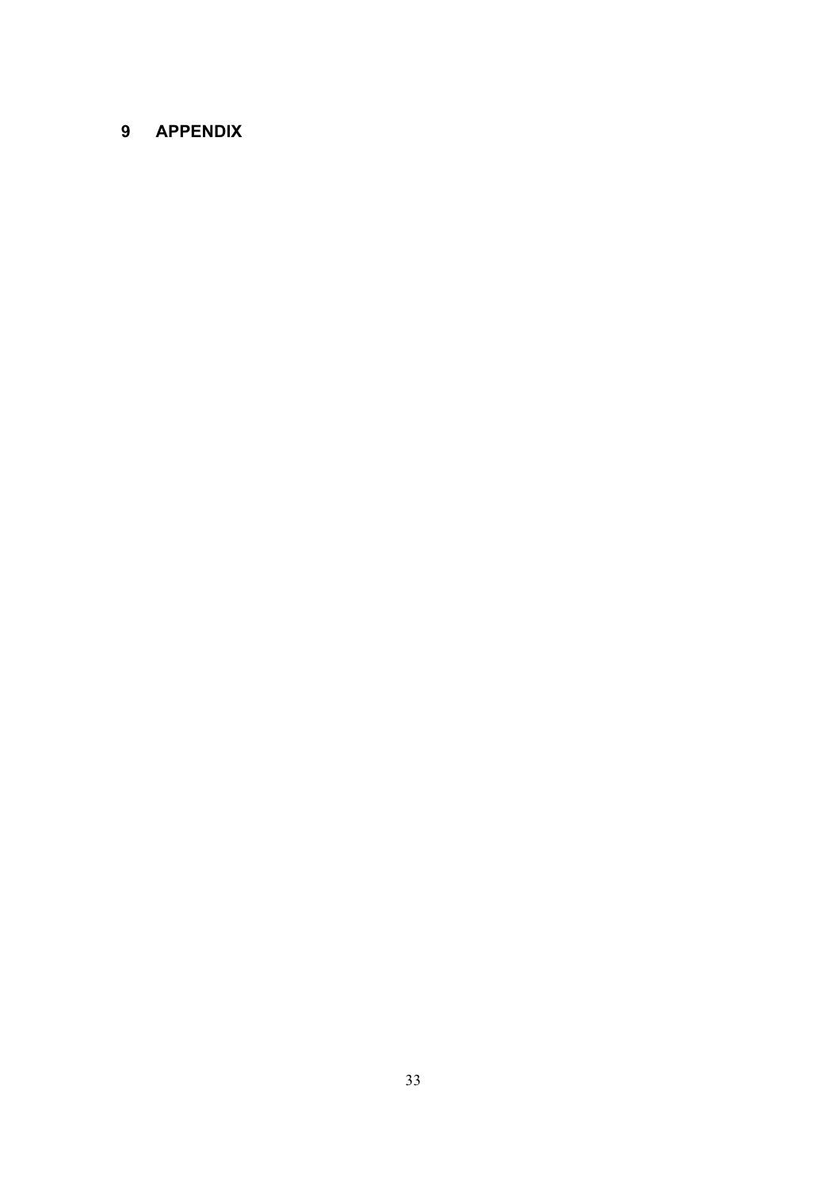# 9 APPENDIX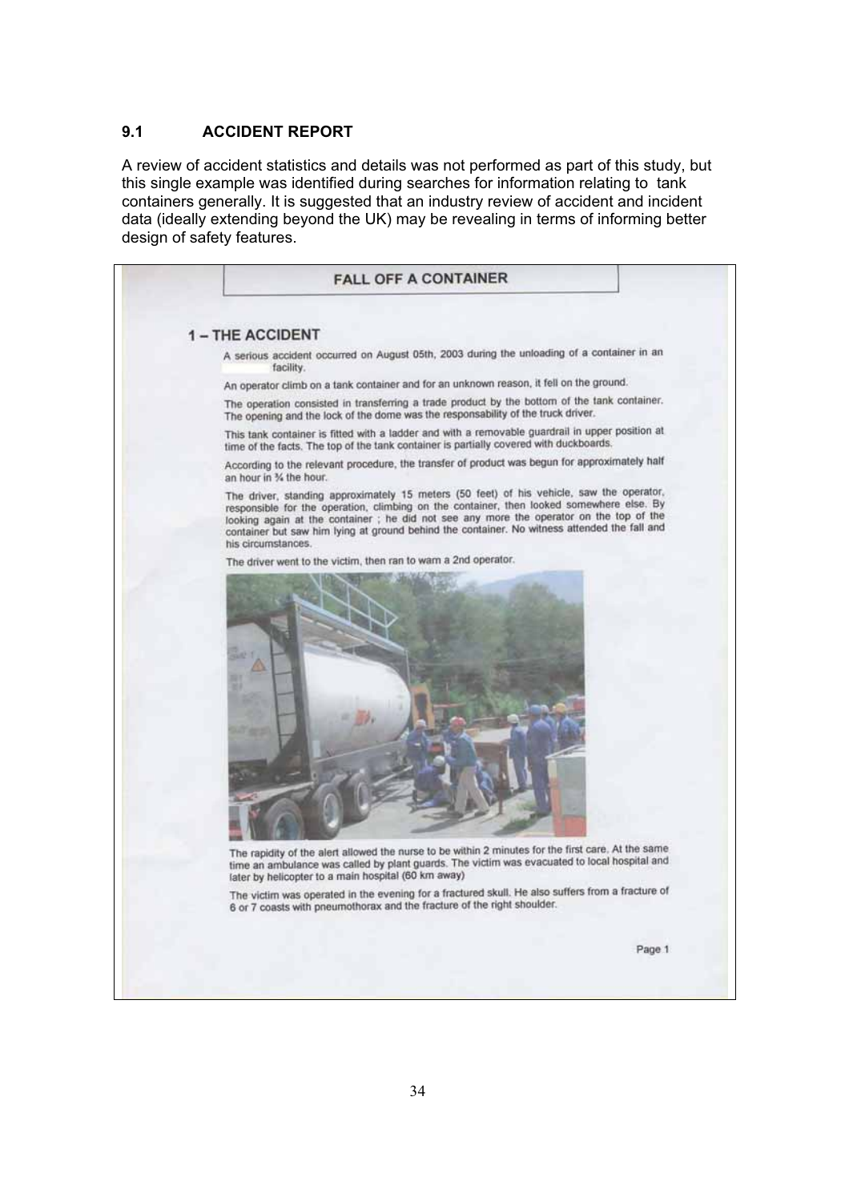## 9.1 ACCIDENT REPORT

A review of accident statistics and details was not performed as part of this study, but this single example was identified during searches for information relating to tank containers generally. It is suggested that an industry review of accident and incident data (ideally extending beyond the UK) may be revealing in terms of informing better design of safety features.

### FALL OFF A CONTAINER

#### 1 – THE ACCIDENT

A serious accident occurred on August 05th, 2003 during the unloading of a container in an facility.

An operator climb on a tank container and for an unknown reason, it fell on the ground.

The operation consisted in transferring a trade product by the bottom of the tank container. The opening and the lock of the dome was the responsability of the truck driver.

This tank container is fitted with a ladder and with a removable guardrail in upper position at time of the facts. The top of the tank container is partially covered with duckboards.

According to the relevant procedure, the transfer of product was begun for approximately half an hour in ¾ the hour.

The driver, standing approximately 15 meters (50 feet) of his vehicle, saw the operator, responsible for the operation, climbing on the container, then looked somewhere else. By looking again at the container ; he did not see any more the operator on the top of the container but saw him lying at ground behind the container. No witness attended the fall and his circumstances.

The driver went to the victim, then ran to warn a 2nd operator.

The rapidity of the alert allowed the nurse to be within 2 minutes for the first care. At the same time an ambulance was called by plant guards. The victim was evacuated to local hospital and later by helicopter to a main hospital (60 km away)

The victim was operated in the evening for a fractured skull. He also suffers from a fracture of 6 or 7 coasts with pneumothorax and the fracture of the right shoulder.

Page 1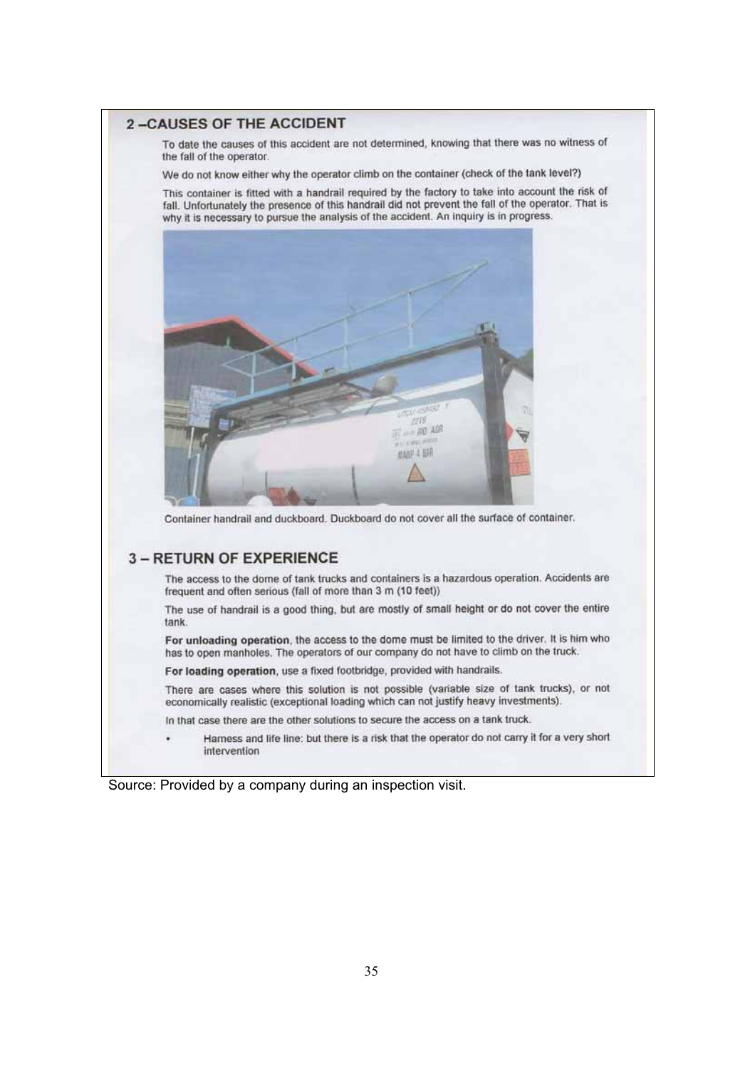## 2 – CAUSES OF THE ACCIDENT

To date the causes of this accident are not determined, knowing that there was no witness of the fall of the operator.

We do not know either why the operator climb on the container (check of the tank level?)

This container is fitted with a handrail required by the factory to take into account the risk of fall. Unfortunately the presence of this handrail did not prevent the fall of the operator. That is why it is necessary to pursue the analysis of the accident. An inquiry is in progress.

Container handrail and duckboard. Duckboard do not cover all the surface of container.

## 3 – RETURN OF EXPERIENCE

The access to the dome of tank trucks and containers is a hazardous operation. Accidents are frequent and often serious (fall of more than 3 m (10 feet))

The use of handrail is a good thing, but are mostly of small height or do not cover the entire tank.

**For unloading operation**, the access to the dome must be limited to the driver. It is him who has to open manholes. The operators of our company do not have to climb on the truck.

**For loading operation**, use a fixed footbridge, provided with handrails.

There are cases where this solution is not possible (variable size of tank trucks), or not economically realistic (exceptional loading which can not justify heavy investments).

In that case there are the other solutions to secure the access on a tank truck.

- Harness and life line: but there is a risk that the operator do not carry it for a very short intervention

Source: Provided by a company during an inspection visit.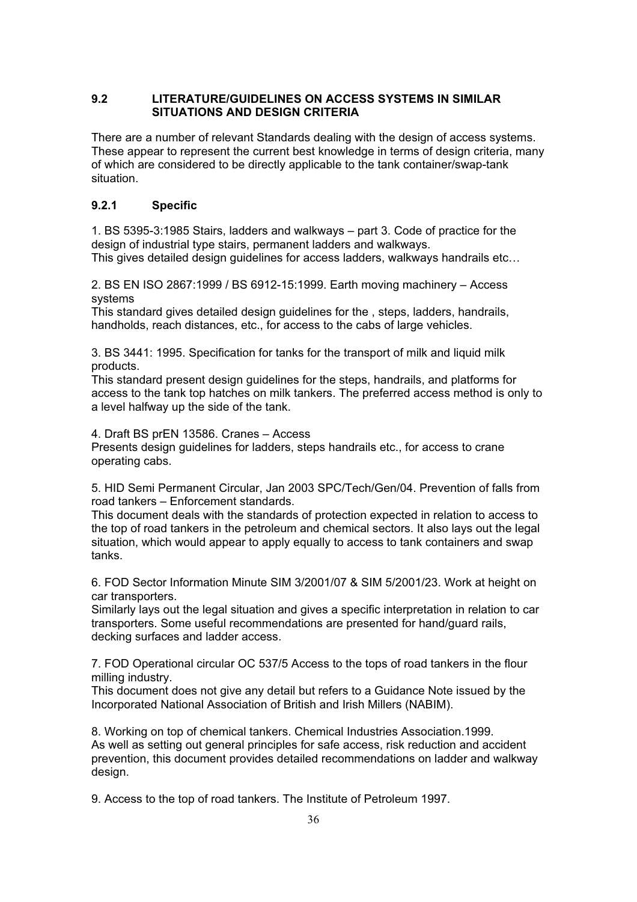## 9.2 LITERATURE/GUIDELINES ON ACCESS SYSTEMS IN SIMILAR SITUATIONS AND DESIGN CRITERIA

There are a number of relevant Standards dealing with the design of access systems. These appear to represent the current best knowledge in terms of design criteria, many of which are considered to be directly applicable to the tank container/swap-tank situation.

### 9.2.1 Specific

1. BS 5395-3:1985 Stairs, ladders and walkways – part 3. Code of practice for the design of industrial type stairs, permanent ladders and walkways.
This gives detailed design guidelines for access ladders, walkways handrails etc…

2. BS EN ISO 2867:1999 / BS 6912-15:1999. Earth moving machinery – Access systems
This standard gives detailed design guidelines for the , steps, ladders, handrails, handholds, reach distances, etc., for access to the cabs of large vehicles.

3. BS 3441: 1995. Specification for tanks for the transport of milk and liquid milk products.
This standard present design guidelines for the steps, handrails, and platforms for access to the tank top hatches on milk tankers. The preferred access method is only to a level halfway up the side of the tank.

4. Draft BS prEN 13586. Cranes – Access
Presents design guidelines for ladders, steps handrails etc., for access to crane operating cabs.

5. HID Semi Permanent Circular, Jan 2003 SPC/Tech/Gen/04. Prevention of falls from road tankers – Enforcement standards.
This document deals with the standards of protection expected in relation to access to the top of road tankers in the petroleum and chemical sectors. It also lays out the legal situation, which would appear to apply equally to access to tank containers and swap tanks.

6. FOD Sector Information Minute SIM 3/2001/07 & SIM 5/2001/23. Work at height on car transporters.
Similarly lays out the legal situation and gives a specific interpretation in relation to car transporters. Some useful recommendations are presented for hand/guard rails, decking surfaces and ladder access.

7. FOD Operational circular OC 537/5 Access to the tops of road tankers in the flour milling industry.
This document does not give any detail but refers to a Guidance Note issued by the Incorporated National Association of British and Irish Millers (NABIM).

8. Working on top of chemical tankers. Chemical Industries Association.1999.
As well as setting out general principles for safe access, risk reduction and accident prevention, this document provides detailed recommendations on ladder and walkway design.

9. Access to the top of road tankers. The Institute of Petroleum 1997.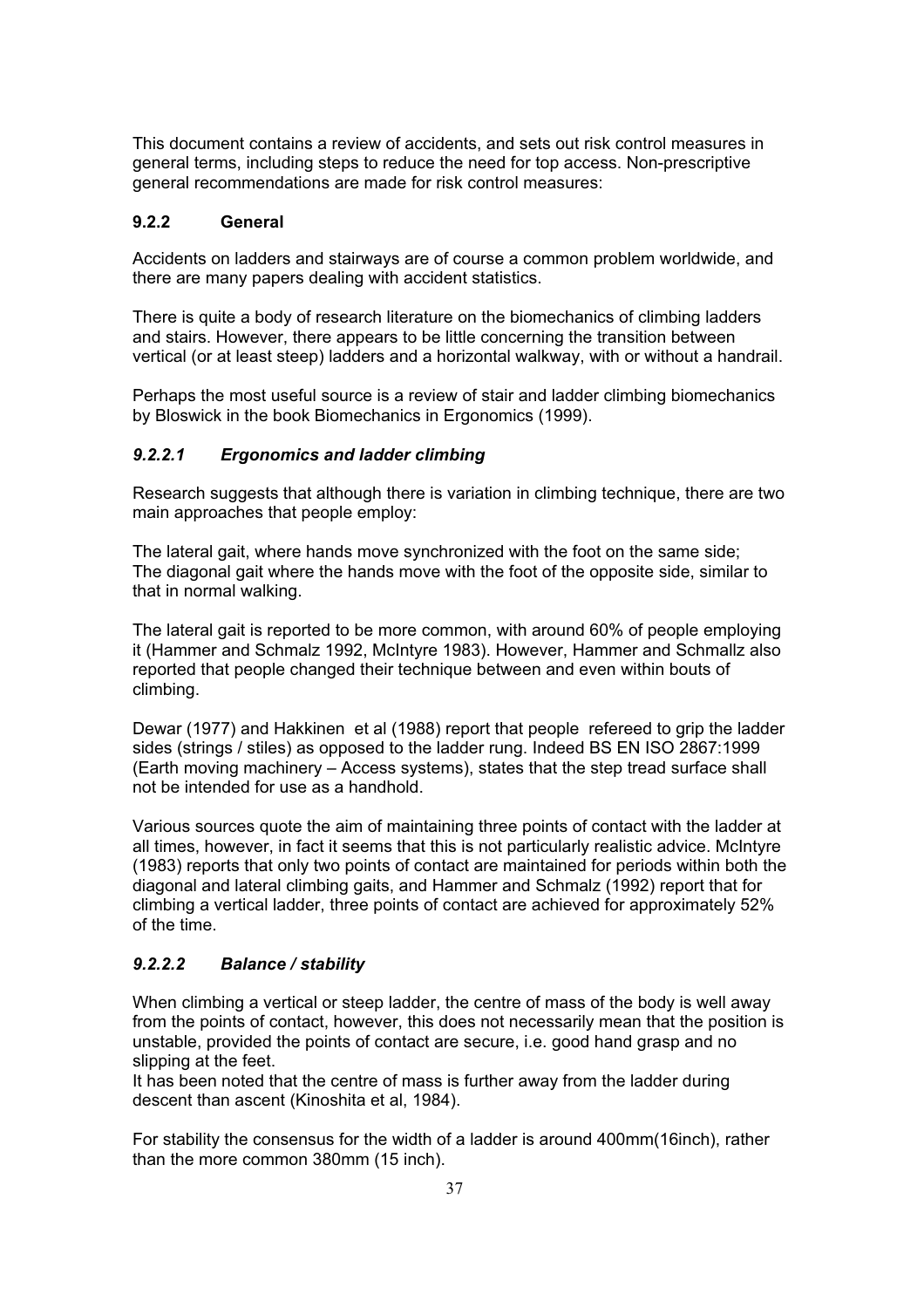This document contains a review of accidents, and sets out risk control measures in general terms, including steps to reduce the need for top access. Non-prescriptive general recommendations are made for risk control measures:

### 9.2.2 General

Accidents on ladders and stairways are of course a common problem worldwide, and there are many papers dealing with accident statistics.

There is quite a body of research literature on the biomechanics of climbing ladders and stairs. However, there appears to be little concerning the transition between vertical (or at least steep) ladders and a horizontal walkway, with or without a handrail.

Perhaps the most useful source is a review of stair and ladder climbing biomechanics by Bloswick in the book Biomechanics in Ergonomics (1999).

#### *9.2.2.1 Ergonomics and ladder climbing*

Research suggests that although there is variation in climbing technique, there are two main approaches that people employ:

The lateral gait, where hands move synchronized with the foot on the same side;
The diagonal gait where the hands move with the foot of the opposite side, similar to that in normal walking.

The lateral gait is reported to be more common, with around 60% of people employing it (Hammer and Schmalz 1992, McIntyre 1983). However, Hammer and Schmallz also reported that people changed their technique between and even within bouts of climbing.

Dewar (1977) and Hakkinen et al (1988) report that people refereed to grip the ladder sides (strings / stiles) as opposed to the ladder rung. Indeed BS EN ISO 2867:1999 (Earth moving machinery – Access systems), states that the step tread surface shall not be intended for use as a handhold.

Various sources quote the aim of maintaining three points of contact with the ladder at all times, however, in fact it seems that this is not particularly realistic advice. McIntyre (1983) reports that only two points of contact are maintained for periods within both the diagonal and lateral climbing gaits, and Hammer and Schmalz (1992) report that for climbing a vertical ladder, three points of contact are achieved for approximately 52% of the time.

#### *9.2.2.2 Balance / stability*

When climbing a vertical or steep ladder, the centre of mass of the body is well away from the points of contact, however, this does not necessarily mean that the position is unstable, provided the points of contact are secure, i.e. good hand grasp and no slipping at the feet.
It has been noted that the centre of mass is further away from the ladder during descent than ascent (Kinoshita et al, 1984).

For stability the consensus for the width of a ladder is around 400mm(16inch), rather than the more common 380mm (15 inch).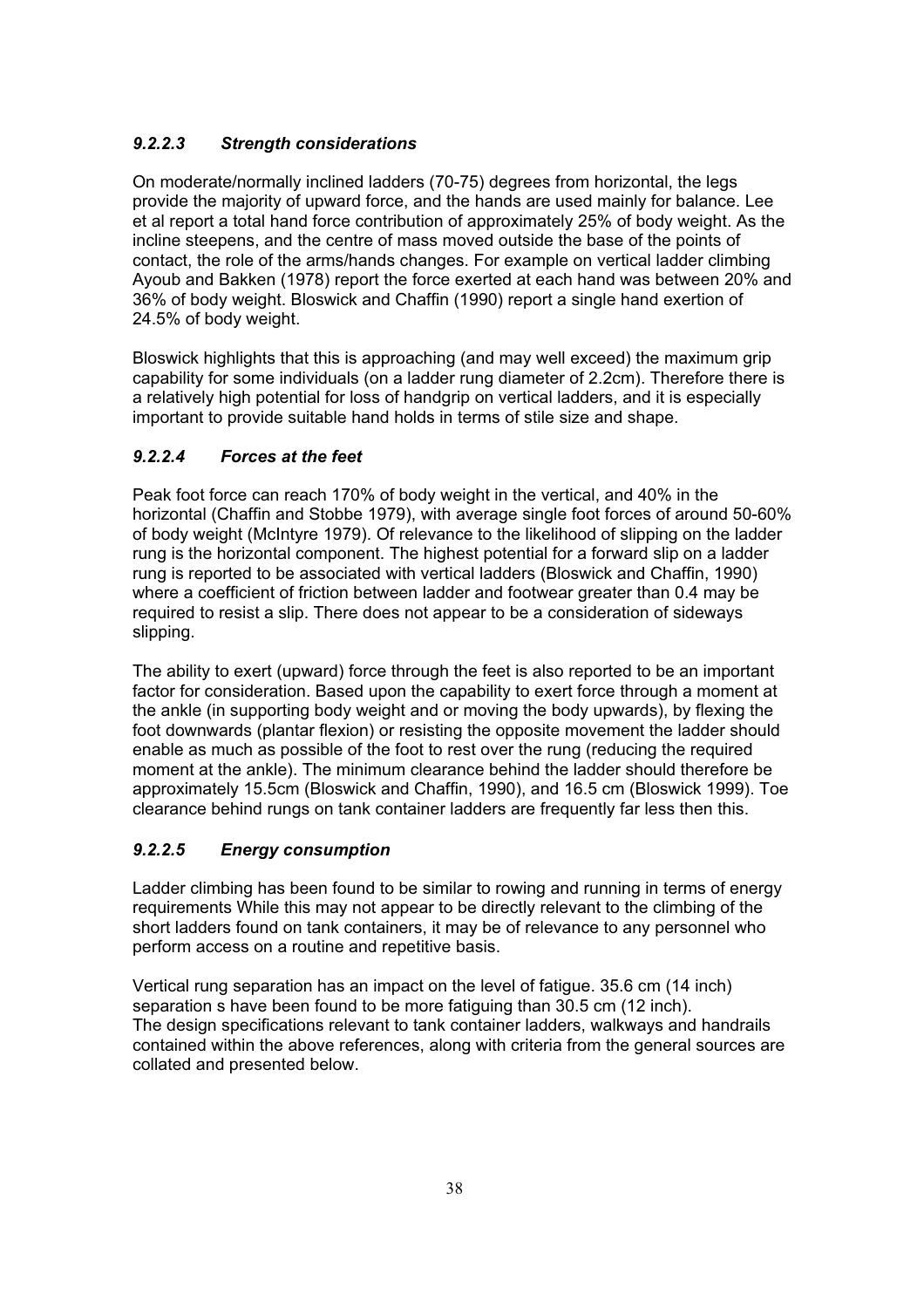#### *9.2.2.3 Strength considerations*

On moderate/normally inclined ladders (70-75) degrees from horizontal, the legs provide the majority of upward force, and the hands are used mainly for balance. Lee et al report a total hand force contribution of approximately 25% of body weight. As the incline steepens, and the centre of mass moved outside the base of the points of contact, the role of the arms/hands changes. For example on vertical ladder climbing Ayoub and Bakken (1978) report the force exerted at each hand was between 20% and 36% of body weight. Bloswick and Chaffin (1990) report a single hand exertion of 24.5% of body weight.

Bloswick highlights that this is approaching (and may well exceed) the maximum grip capability for some individuals (on a ladder rung diameter of 2.2cm). Therefore there is a relatively high potential for loss of handgrip on vertical ladders, and it is especially important to provide suitable hand holds in terms of stile size and shape.

#### *9.2.2.4 Forces at the feet*

Peak foot force can reach 170% of body weight in the vertical, and 40% in the horizontal (Chaffin and Stobbe 1979), with average single foot forces of around 50-60% of body weight (McIntyre 1979). Of relevance to the likelihood of slipping on the ladder rung is the horizontal component. The highest potential for a forward slip on a ladder rung is reported to be associated with vertical ladders (Bloswick and Chaffin, 1990) where a coefficient of friction between ladder and footwear greater than 0.4 may be required to resist a slip. There does not appear to be a consideration of sideways slipping.

The ability to exert (upward) force through the feet is also reported to be an important factor for consideration. Based upon the capability to exert force through a moment at the ankle (in supporting body weight and or moving the body upwards), by flexing the foot downwards (plantar flexion) or resisting the opposite movement the ladder should enable as much as possible of the foot to rest over the rung (reducing the required moment at the ankle). The minimum clearance behind the ladder should therefore be approximately 15.5cm (Bloswick and Chaffin, 1990), and 16.5 cm (Bloswick 1999). Toe clearance behind rungs on tank container ladders are frequently far less then this.

#### *9.2.2.5 Energy consumption*

Ladder climbing has been found to be similar to rowing and running in terms of energy requirements While this may not appear to be directly relevant to the climbing of the short ladders found on tank containers, it may be of relevance to any personnel who perform access on a routine and repetitive basis.

Vertical rung separation has an impact on the level of fatigue. 35.6 cm (14 inch) separation s have been found to be more fatiguing than 30.5 cm (12 inch).
The design specifications relevant to tank container ladders, walkways and handrails contained within the above references, along with criteria from the general sources are collated and presented below.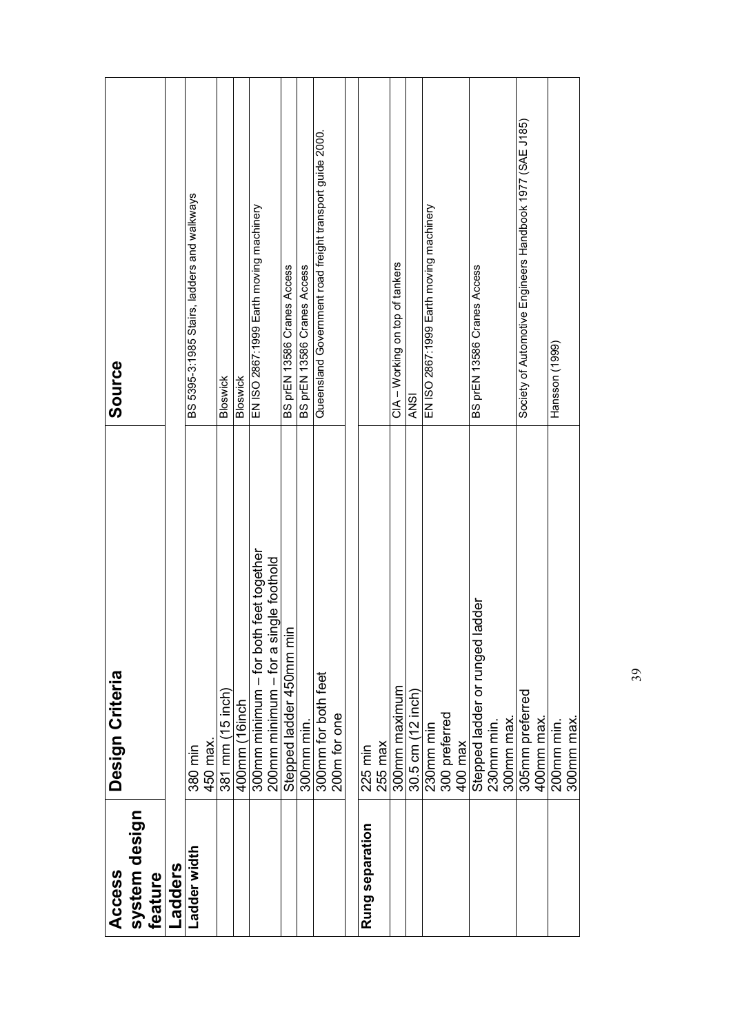| Access system design feature | Design Criteria | Source |
|---|---|---|
| **Ladders** | | |
| **Ladder width** | 380 min<br>450 max. | BS 5395-3:1985 Stairs, ladders and walkways |
| | 381 mm (15 inch) | Bloswick |
| | 400mm (16inch | Bloswick |
| | 300mm minimum – for both feet together<br>200mm minimum – for a single foothold | EN ISO 2867:1999 Earth moving machinery |
| | Stepped ladder 450mm min | BS prEN 13586 Cranes Access |
| | 300mm min. | BS prEN 13586 Cranes Access |
| | 300mm for both feet<br>200m for one | Queensland Government road freight transport guide 2000. |
| | | |
| **Rung separation** | 225 min<br>255 max | |
| | 300mm maximum | CIA – Working on top of tankers |
| | 30.5 cm (12 inch) | ANSI |
| | 230mm min<br>300 preferred<br>400 max | EN ISO 2867:1999 Earth moving machinery |
| | Stepped ladder or runged ladder<br>230mm min.<br>300mm max. | BS prEN 13586 Cranes Access |
| | 305mm preferred<br>400mm max. | Society of Automotive Engineers Handbook 1977 (SAE J185) |
| | 200mm min.<br>300mm max. | Hansson (1999) |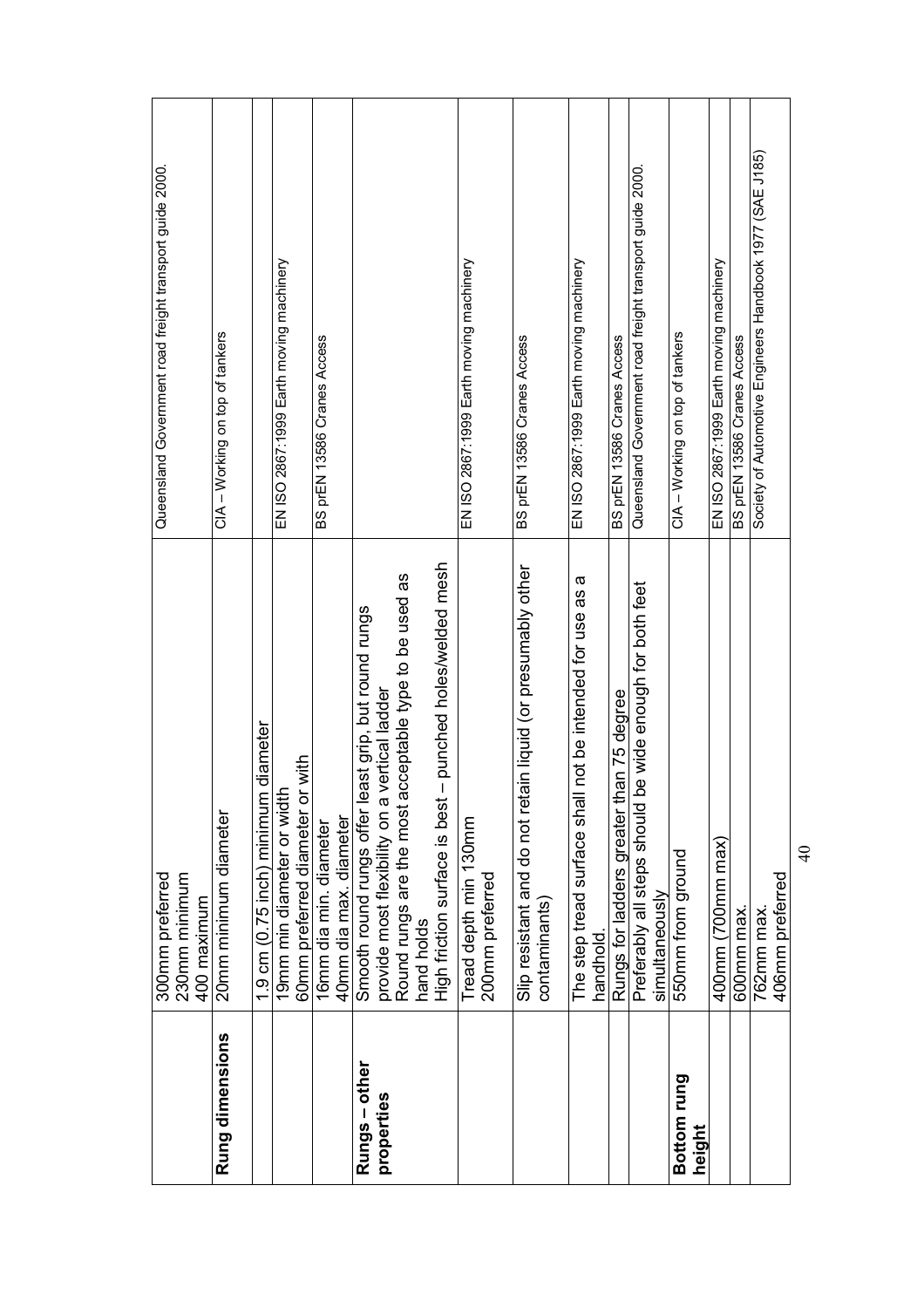|  | 300mm preferred<br>230mm minimum<br>400 maximum | Queensland Government road freight transport guide 2000. |
|---|---|---|
| **Rung dimensions** | 20mm minimum diameter | CIA – Working on top of tankers |
|  |  |  |
|  | 1.9 cm (0.75 inch) minimum diameter |  |
|  | 19mm min diameter or width<br>60mm preferred diameter or with | EN ISO 2867:1999 Earth moving machinery |
|  | 16mm dia min. diameter<br>40mm dia max. diameter | BS prEN 13586 Cranes Access |
| **Rungs – other properties** | Smooth round rungs offer least grip, but round rungs provide most flexibility on a vertical ladder<br>Round rungs are the most acceptable type to be used as hand holds<br>High friction surface is best – punched holes/welded mesh |  |
|  | Tread depth min 130mm<br>200mm preferred | EN ISO 2867:1999 Earth moving machinery |
|  | Slip resistant and do not retain liquid (or presumably other contaminants) | BS prEN 13586 Cranes Access |
|  | The step tread surface shall not be intended for use as a handhold. | EN ISO 2867:1999 Earth moving machinery |
|  | Rungs for ladders greater than 75 degree | BS prEN 13586 Cranes Access |
|  | Preferably all steps should be wide enough for both feet simultaneously | Queensland Government road freight transport guide 2000. |
| **Bottom rung height** | 550mm from ground | CIA – Working on top of tankers |
|  | 400mm (700mm max) | EN ISO 2867:1999 Earth moving machinery |
|  | 600mm max. | BS prEN 13586 Cranes Access |
|  | 762mm max.<br>406mm preferred | Society of Automotive Engineers Handbook 1977 (SAE J185) |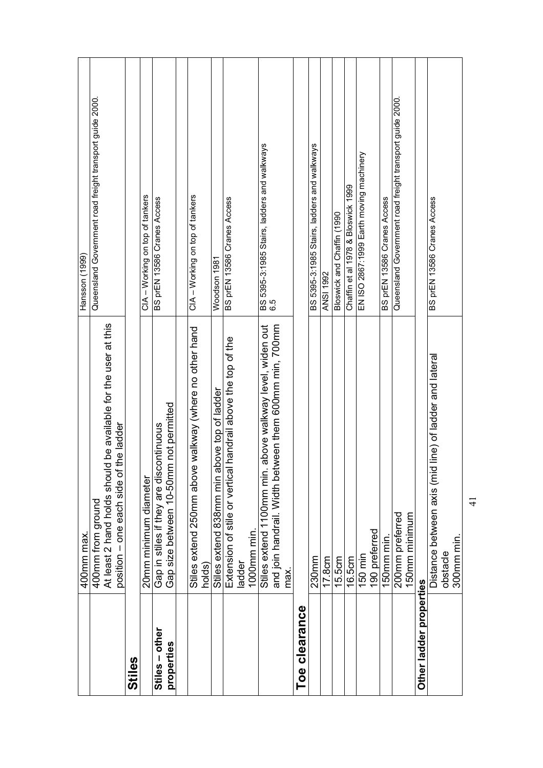| | | |
|---|---|---|
| | 400mm max. | Hansson (1999) |
| | 400mm from ground<br>At least 2 hand holds should be available for the user at this position – one each side of the ladder | Queensland Government road freight transport guide 2000. |
| **Stiles** | | |
| | 20mm minimum diameter | CIA – Working on top of tankers |
| **Stiles – other properties** | Gap in stiles if they are discontinuous<br>Gap size between 10-50mm not permitted | BS prEN 13586 Cranes Access |
| | | |
| | Stiles extend 250mm above walkway (where no other hand holds) | CIA – Working on top of tankers |
| | Stiles extend 838mm min above top of ladder | Woodson 1981 |
| | Extension of stile or vertical handrail above the top of the ladder<br>1000mm min. | BS prEN 13586 Cranes Access |
| | Stiles extend 1100mm min. above walkway level, widen out and join handrail. Width between them 600mm min, 700mm max. | BS 5395-3:1985 Stairs, ladders and walkways 6.5 |
| **Toe clearance** | | |
| | 230mm | BS 5395-3:1985 Stairs, ladders and walkways |
| | 17.8cm | ANSI 1992 |
| | 15.5cm | Bloswick and Chaffin (1990 |
| | 16.5cm | Chaffin et al 1978 & Bloswick 1999 |
| | 150 min<br>190 preferred | EN ISO 2867:1999 Earth moving machinery |
| | 150mm min. | BS prEN 13586 Cranes Access |
| | 200mm preferred<br>150mm minimum | Queensland Government road freight transport guide 2000. |
| **Other ladder properties** | | |
| | Distance between axis (mid line) of ladder and lateral obstacle<br>300mm min. | BS prEN 13586 Cranes Access |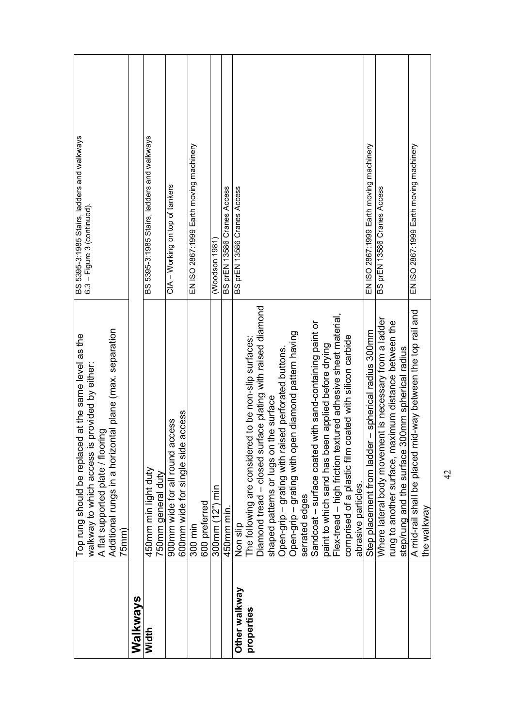|  | Top rung should be replaced at the same level as the walkway to which access is provided by either:<br>A flat supported plate / flooring<br>Additional rungs in a horizontal plane (max. separation 75mm) | BS 5395-3:1985 Stairs, ladders and walkways 6.3 – Figure 3 (continued). |
|---|---|---|
| **Walkways** |  |  |
| **Width** | 450mm min light duty<br>750mm general duty | BS 5395-3:1985 Stairs, ladders and walkways |
|  | 900mm wide for all round access<br>600mm wide for single side access | CIA – Working on top of tankers |
|  | 300 min<br>600 preferred | EN ISO 2867:1999 Earth moving machinery |
|  | 300mm (12") min | (Woodson 1981) |
|  | 450mm min. | BS prEN 13586 Cranes Access |
| **Other walkway properties** | Non slip<br>The following are considered to be non-slip surfaces:<br>Diamond tread – closed surface plating with raised diamond shaped patterns or lugs on the surface<br>Open-grip – grating with raised perforated buttons.<br>Open-grip – grating with open diamond pattern having serrated edges<br>Sandcoat – surface coated with sand-containing paint or paint to which sand has been applied before drying<br>Flex-tread – high friction textured adhesive sheet material, comprised of a plastic film coated with silicon carbide abrasive particles. | BS prEN 13586 Cranes Access |
|  | Step placement from ladder – spherical radius 300mm | EN ISO 2867:1999 Earth moving machinery |
|  | Where lateral body movement is necessary from a ladder rung to another surface, maximum distance between the step/rung and the surface 300mm spherical radius | BS prEN 13586 Cranes Access |
|  | A mid-rail shall be placed mid-way between the top rail and the walkway | EN ISO 2867:1999 Earth moving machinery |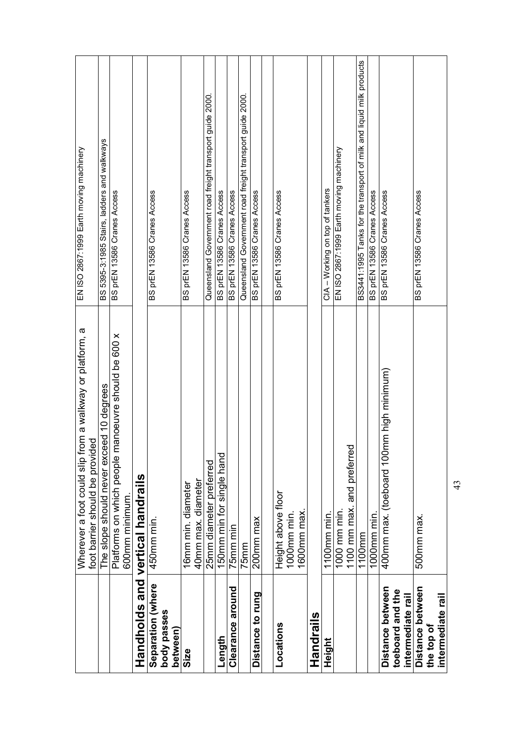| | | |
|---|---|---|
| | Wherever a foot could slip from a walkway or platform, a foot barrier should be provided | EN ISO 2867:1999 Earth moving machinery |
| | The slope should never exceed 10 degrees | BS 5395-3:1985 Stairs, ladders and walkways |
| | Platforms on which people manoeuvre should be 600 x 600mm minimum. | BS prEN 13586 Cranes Access |
| **Handholds and vertical handrails** | | |
| **Separation (where body passes between)** | 450mm min. | BS prEN 13586 Cranes Access |
| **Size** | 16mm min. diameter<br>40mm max. diameter | BS prEN 13586 Cranes Access |
| | 25mm diameter preferred | Queensland Government road freight transport guide 2000. |
| **Length** | 150mm min for single hand | BS prEN 13586 Cranes Access |
| **Clearance around** | 75mm min | BS prEN 13586 Cranes Access |
| | 75mm | Queensland Government road freight transport guide 2000. |
| **Distance to rung** | 200mm max | BS prEN 13586 Cranes Access |
| | | |
| **Locations** | Height above floor<br>1000mm min.<br>1600mm max. | BS prEN 13586 Cranes Access |
| **Handrails** | | |
| **Height** | 1100mm min. | CIA – Working on top of tankers |
| | 1000 mm min.<br>1100 mm max. and preferred | EN ISO 2867:1999 Earth moving machinery |
| | 1100mm | BS3441:1995 Tanks for the transport of milk and liquid milk products |
| | 1000mm min. | BS prEN 13586 Cranes Access |
| **Distance between toeboard and the intermediate rail** | 400mm max. (toeboard 100mm high minimum) | BS prEN 13586 Cranes Access |
| **Distance between the top of intermediate rail** | 500mm max. | BS prEN 13586 Cranes Access |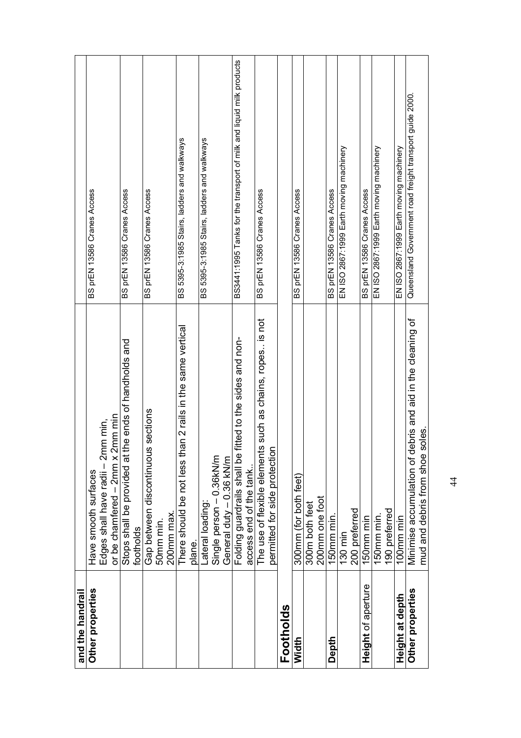| and the handrail | | |
|---|---|---|
| **Other properties** | Have smooth surfaces<br>Edges shall have radii – 2mm min,<br>or be chamfered – 2mm x 2mm min | BS prEN 13586 Cranes Access |
| | Stops shall be provided at the ends of handholds and footholds | BS prEN 13586 Cranes Access |
| | Gap between discontinuous sections<br>50mm min.<br>200mm max. | BS prEN 13586 Cranes Access |
| | There should be not less than 2 rails in the same vertical plane. | BS 5395-3:1985 Stairs, ladders and walkways |
| | Lateral loading:<br>Single person – 0.36kN/m<br>General duty – 0.36 kN/m | BS 5395-3:1985 Stairs, ladders and walkways |
| | Folding guardrails shall be fitted to the sides and non-access end of the tank.. | BS3441:1995 Tanks for the transport of milk and liquid milk products |
| | The use of flexible elements such as chains, ropes.. is not permitted for side protection | BS prEN 13586 Cranes Access |
| **Footholds** | | |
| **Width** | 300mm (for both feet) | BS prEN 13586 Cranes Access |
| | 300m both feet<br>200mm one foot | |
| **Depth** | 150mm min. | BS prEN 13586 Cranes Access |
| | 130 min<br>200 preferred | EN ISO 2867:1999 Earth moving machinery |
| **Height** of aperture | 150mm min | BS prEN 13586 Cranes Access |
| | 150mm min.<br>190 preferred | EN ISO 2867:1999 Earth moving machinery |
| **Height at depth** | 100mm min | EN ISO 2867:1999 Earth moving machinery |
| **Other properties** | Minimise accumulation of debris and aid in the cleaning of mud and debris from shoe soles. | Queensland Government road freight transport guide 2000. |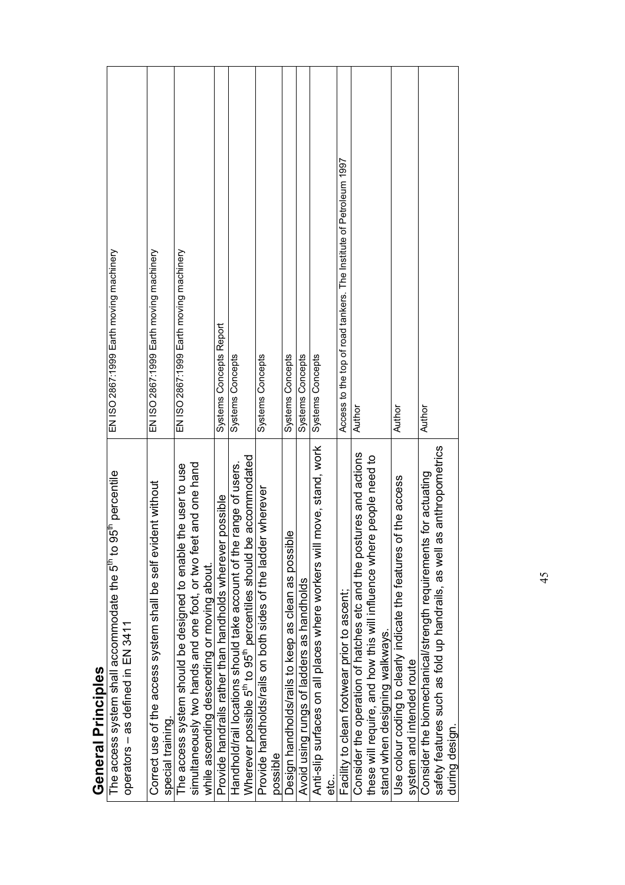## General Principles

| | |
|---|---|
| The access system shall accommodate the 5th to 95th percentile operators – as defined in EN 3411 | EN ISO 2867:1999 Earth moving machinery |
| Correct use of the access system shall be self evident without special training. | EN ISO 2867:1999 Earth moving machinery |
| The access system should be designed to enable the user to use simultaneously two hands and one foot, or two feet and one hand while ascending descending or moving about. | EN ISO 2867:1999 Earth moving machinery |
| Provide handrails rather than handholds wherever possible | Systems Concepts Report |
| Handhold/rail locations should take account of the range of users. Wherever possible 5th to 95th percentiles should be accommodated | Systems Concepts |
| Provide handholds/rails on both sides of the ladder wherever possible | Systems Concepts |
| Design handholds/rails to keep as clean as possible | Systems Concepts |
| Avoid using rungs of ladders as handholds | Systems Concepts |
| Anti-slip surfaces on all places where workers will move, stand, work etc.. | Systems Concepts |
| Facility to clean footwear prior to ascent; | Access to the top of road tankers. The Institute of Petroleum 1997 |
| Consider the operation of hatches etc and the postures and actions these will require, and how this will influence where people need to stand when designing walkways. | Author |
| Use colour coding to clearly indicate the features of the access system and intended route | Author |
| Consider the biomechanical/strength requirements for actuating safety features such as fold up handrails, as well as anthropometrics during design. | Author |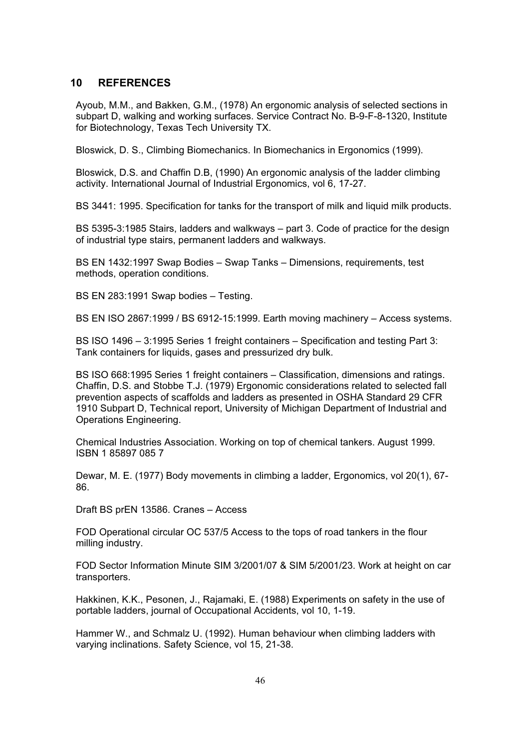## 10 REFERENCES

Ayoub, M.M., and Bakken, G.M., (1978) An ergonomic analysis of selected sections in subpart D, walking and working surfaces. Service Contract No. B-9-F-8-1320, Institute for Biotechnology, Texas Tech University TX.

Bloswick, D. S., Climbing Biomechanics. In Biomechanics in Ergonomics (1999).

Bloswick, D.S. and Chaffin D.B, (1990) An ergonomic analysis of the ladder climbing activity. International Journal of Industrial Ergonomics, vol 6, 17-27.

BS 3441: 1995. Specification for tanks for the transport of milk and liquid milk products.

BS 5395-3:1985 Stairs, ladders and walkways – part 3. Code of practice for the design of industrial type stairs, permanent ladders and walkways.

BS EN 1432:1997 Swap Bodies – Swap Tanks – Dimensions, requirements, test methods, operation conditions.

BS EN 283:1991 Swap bodies – Testing.

BS EN ISO 2867:1999 / BS 6912-15:1999. Earth moving machinery – Access systems.

BS ISO 1496 – 3:1995 Series 1 freight containers – Specification and testing Part 3: Tank containers for liquids, gases and pressurized dry bulk.

BS ISO 668:1995 Series 1 freight containers – Classification, dimensions and ratings.
Chaffin, D.S. and Stobbe T.J. (1979) Ergonomic considerations related to selected fall prevention aspects of scaffolds and ladders as presented in OSHA Standard 29 CFR 1910 Subpart D, Technical report, University of Michigan Department of Industrial and Operations Engineering.

Chemical Industries Association. Working on top of chemical tankers. August 1999. ISBN 1 85897 085 7

Dewar, M. E. (1977) Body movements in climbing a ladder, Ergonomics, vol 20(1), 67-86.

Draft BS prEN 13586. Cranes – Access

FOD Operational circular OC 537/5 Access to the tops of road tankers in the flour milling industry.

FOD Sector Information Minute SIM 3/2001/07 & SIM 5/2001/23. Work at height on car transporters.

Hakkinen, K.K., Pesonen, J., Rajamaki, E. (1988) Experiments on safety in the use of portable ladders, journal of Occupational Accidents, vol 10, 1-19.

Hammer W., and Schmalz U. (1992). Human behaviour when climbing ladders with varying inclinations. Safety Science, vol 15, 21-38.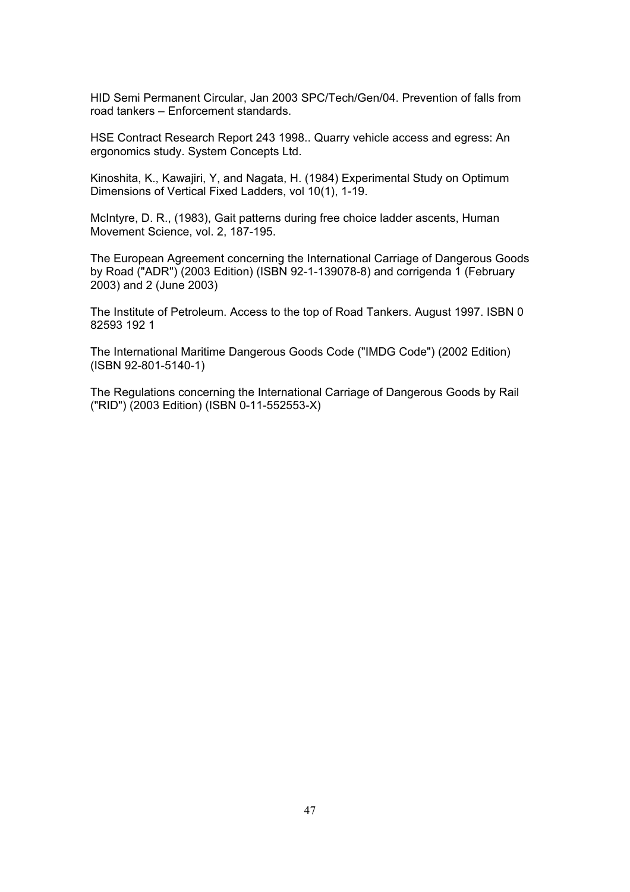HID Semi Permanent Circular, Jan 2003 SPC/Tech/Gen/04. Prevention of falls from road tankers – Enforcement standards.

HSE Contract Research Report 243 1998.. Quarry vehicle access and egress: An ergonomics study. System Concepts Ltd.

Kinoshita, K., Kawajiri, Y, and Nagata, H. (1984) Experimental Study on Optimum Dimensions of Vertical Fixed Ladders, vol 10(1), 1-19.

McIntyre, D. R., (1983), Gait patterns during free choice ladder ascents, Human Movement Science, vol. 2, 187-195.

The European Agreement concerning the International Carriage of Dangerous Goods by Road ("ADR") (2003 Edition) (ISBN 92-1-139078-8) and corrigenda 1 (February 2003) and 2 (June 2003)

The Institute of Petroleum. Access to the top of Road Tankers. August 1997. ISBN 0 82593 192 1

The International Maritime Dangerous Goods Code ("IMDG Code") (2002 Edition) (ISBN 92-801-5140-1)

The Regulations concerning the International Carriage of Dangerous Goods by Rail ("RID") (2003 Edition) (ISBN 0-11-552553-X)